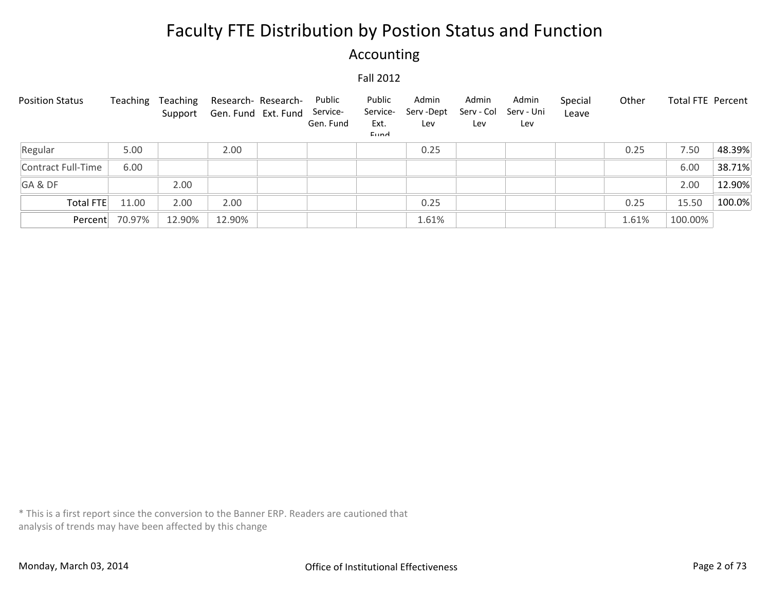# Faculty FTE Distribution by Postion Status and Function

## Accounting

### Fall 2012

| Position Status | Teaching | Teaching Support | Research-Gen. Fund | Research-Ext. Fund | Public Service-Gen. Fund | Public Service-Ext. Fund | Admin Serv -Dept Lev | Admin Serv - Col Lev | Admin Serv - Uni Lev | Special Leave | Other | Total FTE | Percent |
|---|---|---|---|---|---|---|---|---|---|---|---|---|---|
| Regular | 5.00 | | 2.00 | | | | 0.25 | | | | 0.25 | 7.50 | 48.39% |
| Contract Full-Time | 6.00 | | | | | | | | | | | 6.00 | 38.71% |
| GA & DF | | 2.00 | | | | | | | | | | 2.00 | 12.90% |
| Total FTE | 11.00 | 2.00 | 2.00 | | | | 0.25 | | | | 0.25 | 15.50 | 100.0% |
| Percent | 70.97% | 12.90% | 12.90% | | | | 1.61% | | | | 1.61% | 100.00% | |

* This is a first report since the conversion to the Banner ERP. Readers are cautioned that analysis of trends may have been affected by this change

Monday, March 03, 2014

Office of Institutional Effectiveness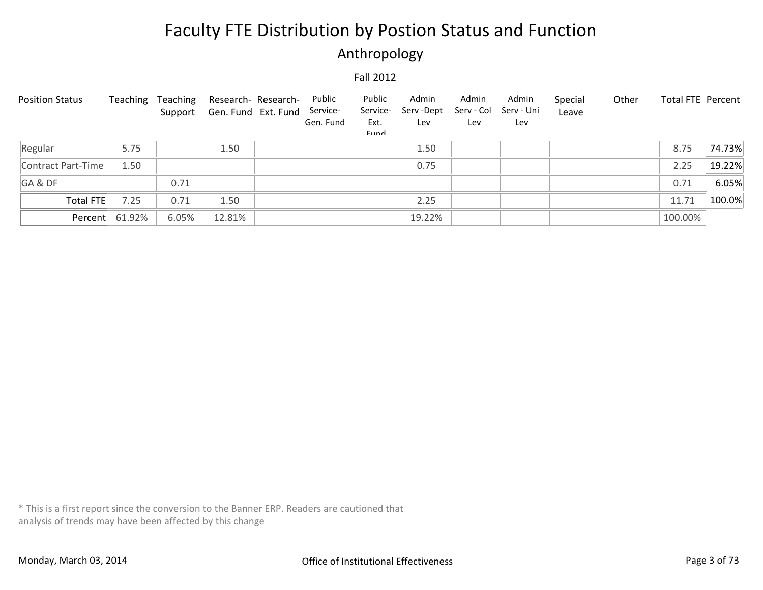# Faculty FTE Distribution by Postion Status and Function

## Anthropology

### Fall 2012

| Position Status | Teaching | Teaching Support | Research- Gen. Fund | Research- Ext. Fund | Public Service- Gen. Fund | Public Service- Ext. Fund | Admin Serv -Dept Lev | Admin Serv - Col Lev | Admin Serv - Uni Lev | Special Leave | Other | Total FTE | Percent |
|---|---|---|---|---|---|---|---|---|---|---|---|---|---|
| Regular | 5.75 | | 1.50 | | | | 1.50 | | | | | 8.75 | 74.73% |
| Contract Part-Time | 1.50 | | | | | | 0.75 | | | | | 2.25 | 19.22% |
| GA & DF | | 0.71 | | | | | | | | | | 0.71 | 6.05% |
| Total FTE | 7.25 | 0.71 | 1.50 | | | | 2.25 | | | | | 11.71 | 100.0% |
| Percent | 61.92% | 6.05% | 12.81% | | | | 19.22% | | | | | 100.00% | |

* This is a first report since the conversion to the Banner ERP. Readers are cautioned that analysis of trends may have been affected by this change

Monday, March 03, 2014

Office of Institutional Effectiveness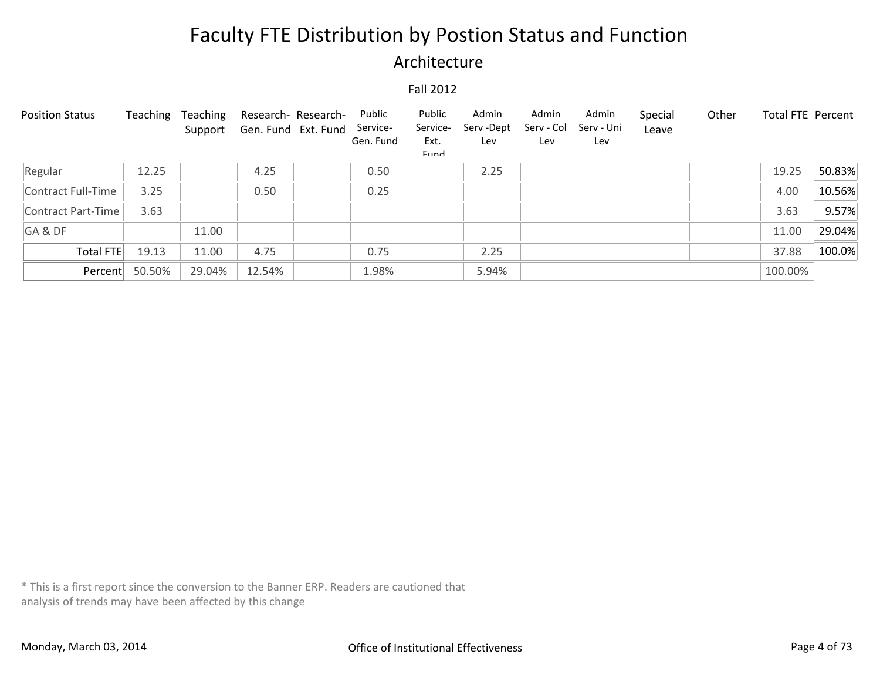# Faculty FTE Distribution by Postion Status and Function

## Architecture

Fall 2012

| Position Status | Teaching | Teaching Support | Research- Gen. Fund | Research- Ext. Fund | Public Service- Gen. Fund | Public Service- Ext. Fund | Admin Serv -Dept Lev | Admin Serv - Col Lev | Admin Serv - Uni Lev | Special Leave | Other | Total FTE | Percent |
|---|---|---|---|---|---|---|---|---|---|---|---|---|---|
| Regular | 12.25 | | 4.25 | | 0.50 | | 2.25 | | | | | 19.25 | 50.83% |
| Contract Full-Time | 3.25 | | 0.50 | | 0.25 | | | | | | | 4.00 | 10.56% |
| Contract Part-Time | 3.63 | | | | | | | | | | | 3.63 | 9.57% |
| GA & DF | | 11.00 | | | | | | | | | | 11.00 | 29.04% |
| Total FTE | 19.13 | 11.00 | 4.75 | | 0.75 | | 2.25 | | | | | 37.88 | 100.0% |
| Percent | 50.50% | 29.04% | 12.54% | | 1.98% | | 5.94% | | | | | 100.00% | |

* This is a first report since the conversion to the Banner ERP. Readers are cautioned that analysis of trends may have been affected by this change

Monday, March 03, 2014

Office of Institutional Effectiveness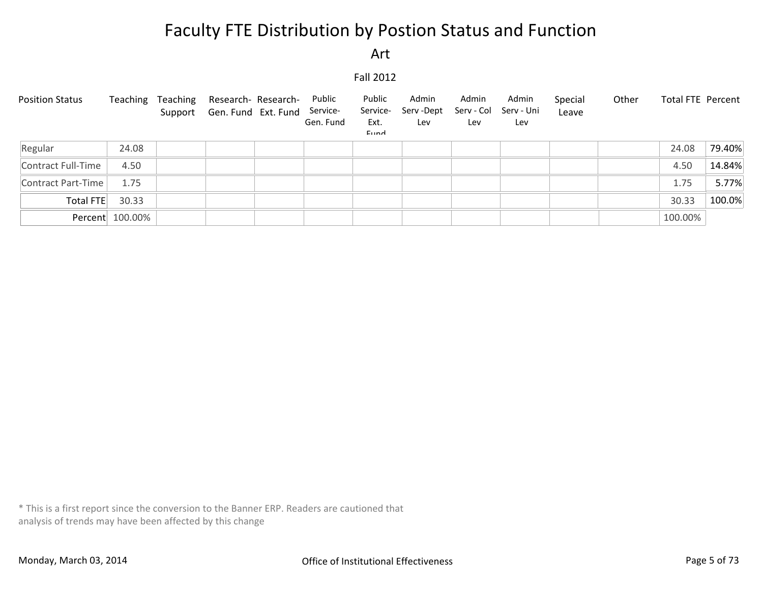# Faculty FTE Distribution by Postion Status and Function

## Art

### Fall 2012

| Position Status | Teaching | Teaching Support | Research-Gen. Fund | Research-Ext. Fund | Public Service-Gen. Fund | Public Service-Ext. Fund | Admin Serv -Dept Lev | Admin Serv - Col Lev | Admin Serv - Uni Lev | Special Leave | Other | Total FTE | Percent |
|---|---|---|---|---|---|---|---|---|---|---|---|---|---|
| Regular | 24.08 | | | | | | | | | | | 24.08 | 79.40% |
| Contract Full-Time | 4.50 | | | | | | | | | | | 4.50 | 14.84% |
| Contract Part-Time | 1.75 | | | | | | | | | | | 1.75 | 5.77% |
| Total FTE | 30.33 | | | | | | | | | | | 30.33 | 100.0% |
| Percent | 100.00% | | | | | | | | | | | 100.00% | |

* This is a first report since the conversion to the Banner ERP. Readers are cautioned that analysis of trends may have been affected by this change

Monday, March 03, 2014

Office of Institutional Effectiveness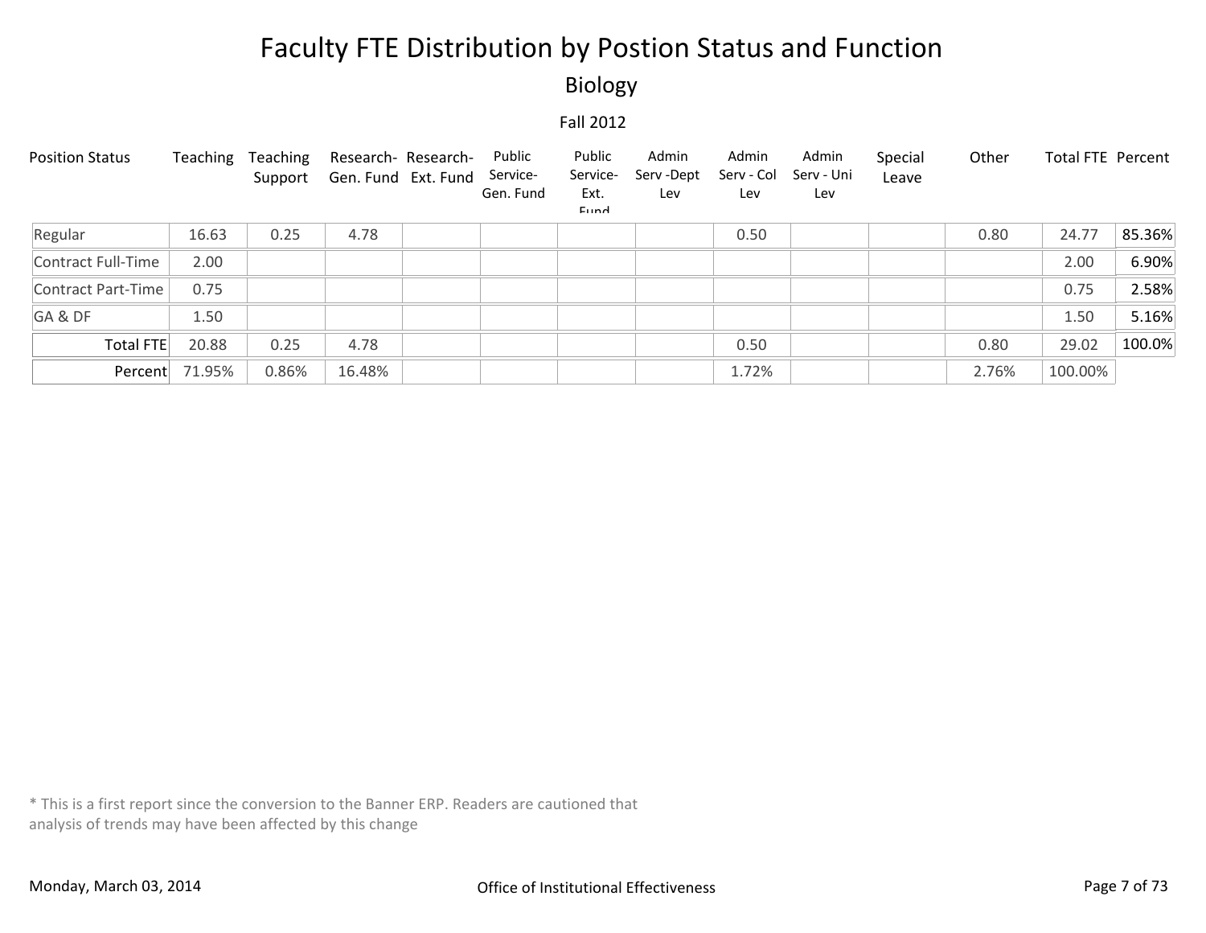# Faculty FTE Distribution by Postion Status and Function

## Biology

Fall 2012

| Position Status | Teaching | Teaching Support | Research- Gen. Fund | Research- Ext. Fund | Public Service- Gen. Fund | Public Service- Ext. Fund | Admin Serv -Dept Lev | Admin Serv - Col Lev | Admin Serv - Uni Lev | Special Leave | Other | Total FTE | Percent |
|---|---|---|---|---|---|---|---|---|---|---|---|---|---|
| Regular | 16.63 | 0.25 | 4.78 | | | | | 0.50 | | | 0.80 | 24.77 | 85.36% |
| Contract Full-Time | 2.00 | | | | | | | | | | | 2.00 | 6.90% |
| Contract Part-Time | 0.75 | | | | | | | | | | | 0.75 | 2.58% |
| GA & DF | 1.50 | | | | | | | | | | | 1.50 | 5.16% |
| Total FTE | 20.88 | 0.25 | 4.78 | | | | | 0.50 | | | 0.80 | 29.02 | 100.0% |
| Percent | 71.95% | 0.86% | 16.48% | | | | | 1.72% | | | 2.76% | 100.00% | |

* This is a first report since the conversion to the Banner ERP. Readers are cautioned that analysis of trends may have been affected by this change

Monday, March 03, 2014

Office of Institutional Effectiveness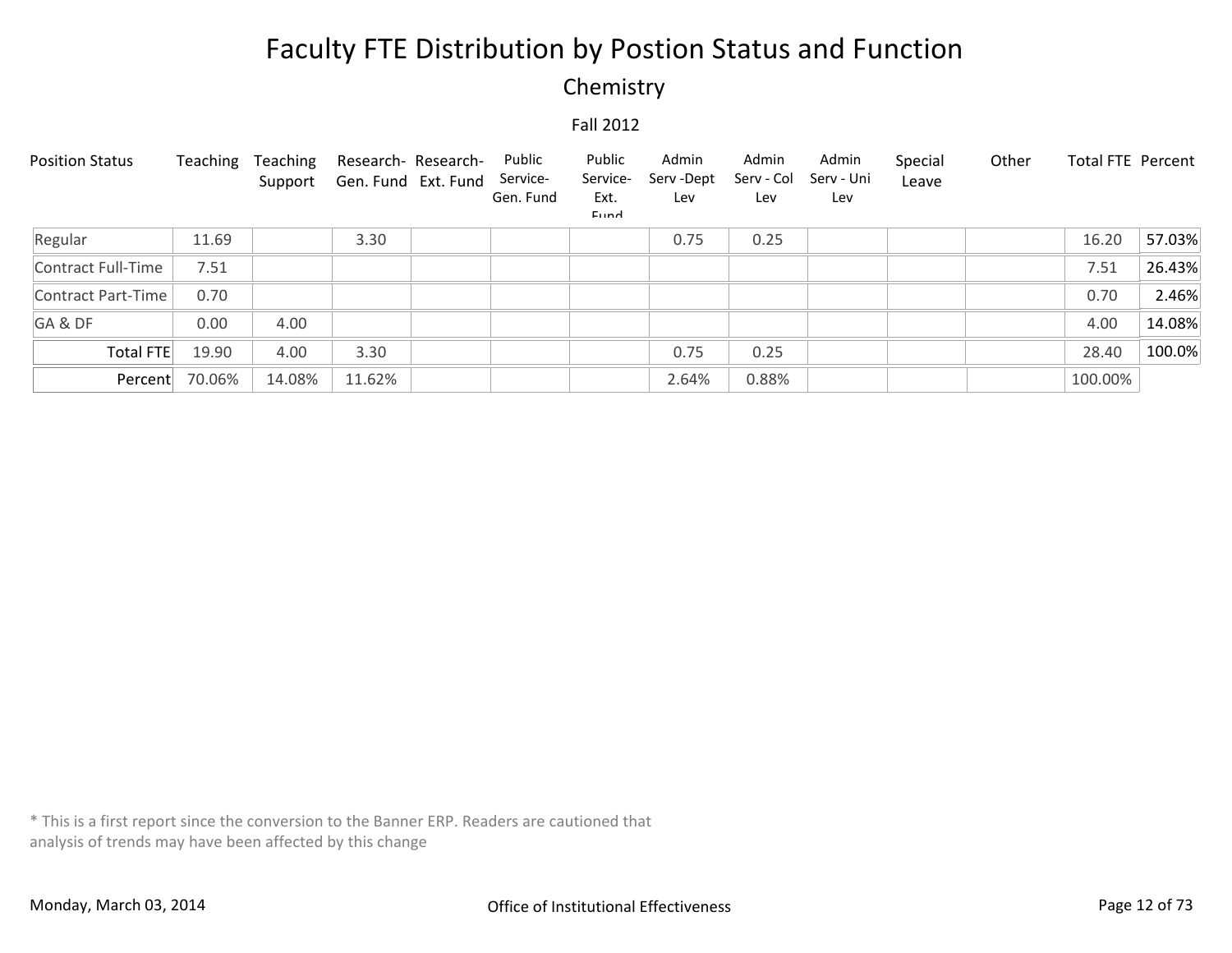# Faculty FTE Distribution by Postion Status and Function

## Chemistry

### Fall 2012

| Position Status | Teaching | Teaching Support | Research- Gen. Fund | Research- Ext. Fund | Public Service- Gen. Fund | Public Service- Ext. Fund | Admin Serv -Dept Lev | Admin Serv - Col Lev | Admin Serv - Uni Lev | Special Leave | Other | Total FTE | Percent |
|---|---|---|---|---|---|---|---|---|---|---|---|---|---|
| Regular | 11.69 | | 3.30 | | | | 0.75 | 0.25 | | | | 16.20 | 57.03% |
| Contract Full-Time | 7.51 | | | | | | | | | | | 7.51 | 26.43% |
| Contract Part-Time | 0.70 | | | | | | | | | | | 0.70 | 2.46% |
| GA & DF | 0.00 | 4.00 | | | | | | | | | | 4.00 | 14.08% |
| Total FTE | 19.90 | 4.00 | 3.30 | | | | 0.75 | 0.25 | | | | 28.40 | 100.0% |
| Percent | 70.06% | 14.08% | 11.62% | | | | 2.64% | 0.88% | | | | 100.00% | |

* This is a first report since the conversion to the Banner ERP. Readers are cautioned that analysis of trends may have been affected by this change

Monday, March 03, 2014

Office of Institutional Effectiveness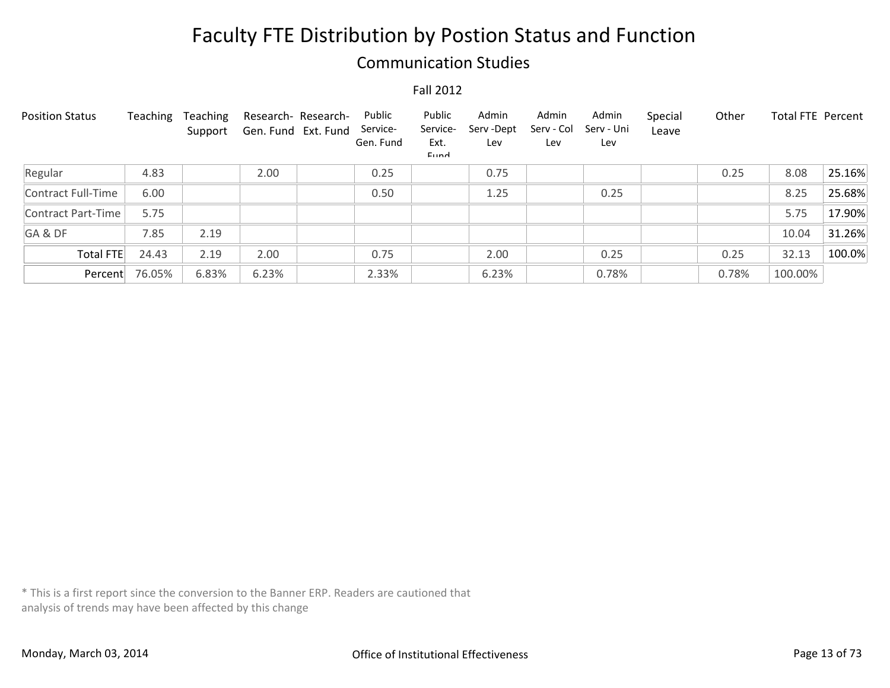# Faculty FTE Distribution by Postion Status and Function

## Communication Studies

Fall 2012

| Position Status | Teaching | Teaching Support | Research- Gen. Fund | Research- Ext. Fund | Public Service- Gen. Fund | Public Service- Ext. Fund | Admin Serv -Dept Lev | Admin Serv - Col Lev | Admin Serv - Uni Lev | Special Leave | Other | Total FTE | Percent |
|---|---|---|---|---|---|---|---|---|---|---|---|---|---|
| Regular | 4.83 | | 2.00 | | 0.25 | | 0.75 | | | | 0.25 | 8.08 | 25.16% |
| Contract Full-Time | 6.00 | | | | 0.50 | | 1.25 | | 0.25 | | | 8.25 | 25.68% |
| Contract Part-Time | 5.75 | | | | | | | | | | | 5.75 | 17.90% |
| GA & DF | 7.85 | 2.19 | | | | | | | | | | 10.04 | 31.26% |
| Total FTE | 24.43 | 2.19 | 2.00 | | 0.75 | | 2.00 | | 0.25 | | 0.25 | 32.13 | 100.0% |
| Percent | 76.05% | 6.83% | 6.23% | | 2.33% | | 6.23% | | 0.78% | | 0.78% | 100.00% | |

* This is a first report since the conversion to the Banner ERP. Readers are cautioned that analysis of trends may have been affected by this change

Monday, March 03, 2014

Office of Institutional Effectiveness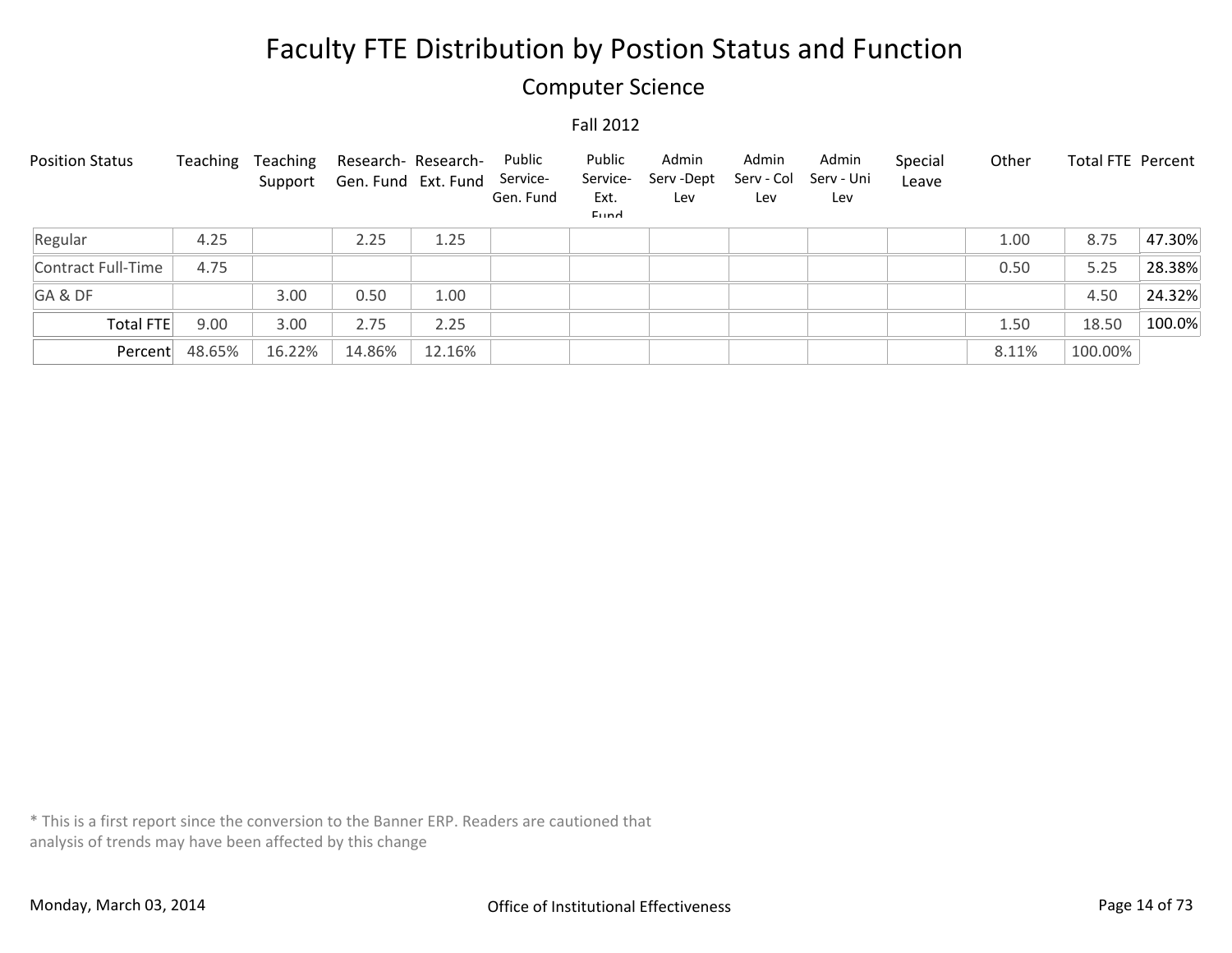# Faculty FTE Distribution by Postion Status and Function

## Computer Science

### Fall 2012

| Position Status | Teaching | Teaching Support | Research- Gen. Fund | Research- Ext. Fund | Public Service- Gen. Fund | Public Service- Ext. Fund | Admin Serv -Dept Lev | Admin Serv - Col Lev | Admin Serv - Uni Lev | Special Leave | Other | Total FTE | Percent |
|---|---|---|---|---|---|---|---|---|---|---|---|---|---|
| Regular | 4.25 | | 2.25 | 1.25 | | | | | | | 1.00 | 8.75 | 47.30% |
| Contract Full-Time | 4.75 | | | | | | | | | | 0.50 | 5.25 | 28.38% |
| GA & DF | | 3.00 | 0.50 | 1.00 | | | | | | | | 4.50 | 24.32% |
| Total FTE | 9.00 | 3.00 | 2.75 | 2.25 | | | | | | | 1.50 | 18.50 | 100.0% |
| Percent | 48.65% | 16.22% | 14.86% | 12.16% | | | | | | | 8.11% | 100.00% | |

* This is a first report since the conversion to the Banner ERP. Readers are cautioned that analysis of trends may have been affected by this change

Monday, March 03, 2014

Office of Institutional Effectiveness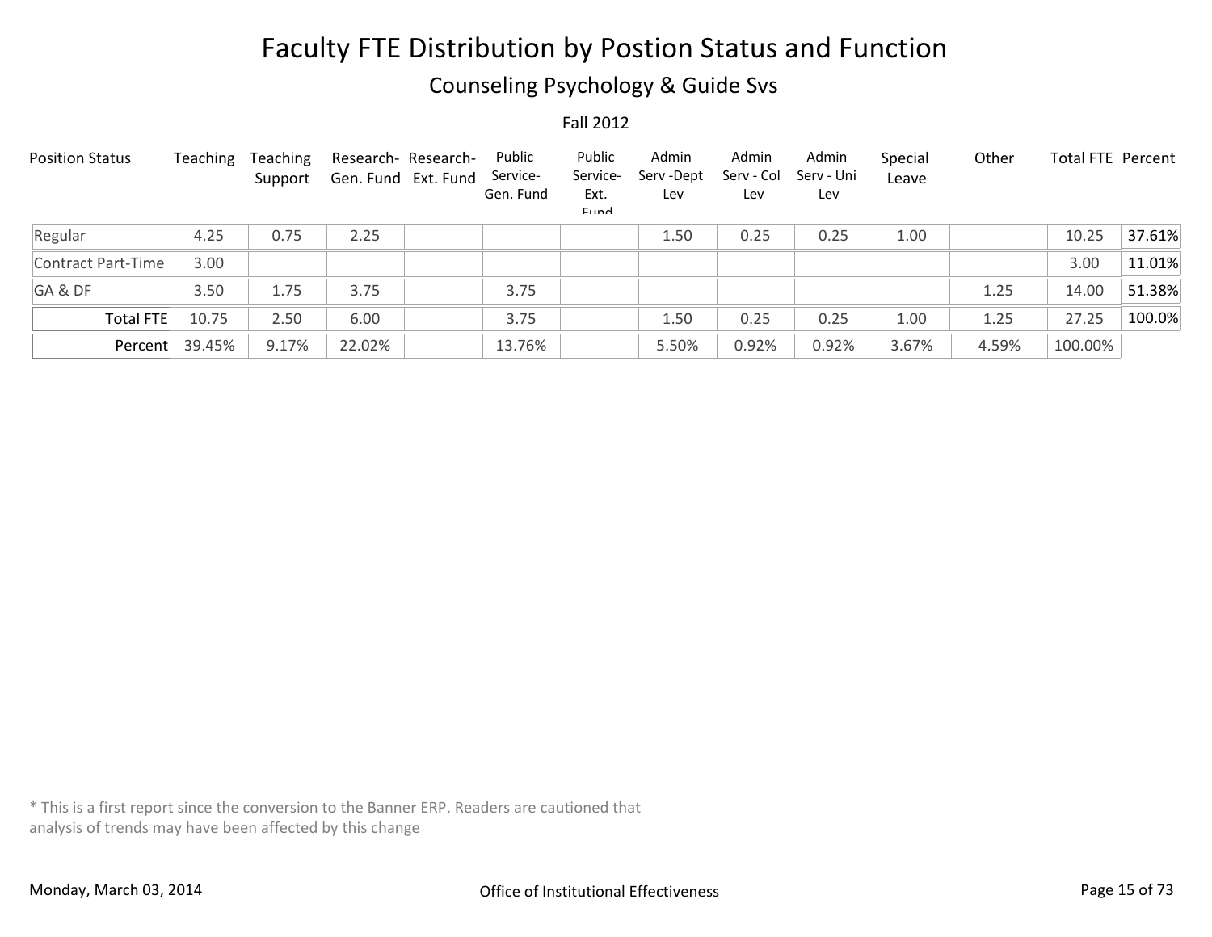# Faculty FTE Distribution by Postion Status and Function

## Counseling Psychology & Guide Svs

Fall 2012

| Position Status | Teaching | Teaching Support | Research- Gen. Fund | Research- Ext. Fund | Public Service- Gen. Fund | Public Service- Ext. Fund | Admin Serv -Dept Lev | Admin Serv - Col Lev | Admin Serv - Uni Lev | Special Leave | Other | Total FTE | Percent |
|---|---|---|---|---|---|---|---|---|---|---|---|---|---|
| Regular | 4.25 | 0.75 | 2.25 | | | | 1.50 | 0.25 | 0.25 | 1.00 | | 10.25 | 37.61% |
| Contract Part-Time | 3.00 | | | | | | | | | | | 3.00 | 11.01% |
| GA & DF | 3.50 | 1.75 | 3.75 | | 3.75 | | | | | | 1.25 | 14.00 | 51.38% |
| Total FTE | 10.75 | 2.50 | 6.00 | | 3.75 | | 1.50 | 0.25 | 0.25 | 1.00 | 1.25 | 27.25 | 100.0% |
| Percent | 39.45% | 9.17% | 22.02% | | 13.76% | | 5.50% | 0.92% | 0.92% | 3.67% | 4.59% | 100.00% | |

* This is a first report since the conversion to the Banner ERP. Readers are cautioned that analysis of trends may have been affected by this change

Monday, March 03, 2014

Office of Institutional Effectiveness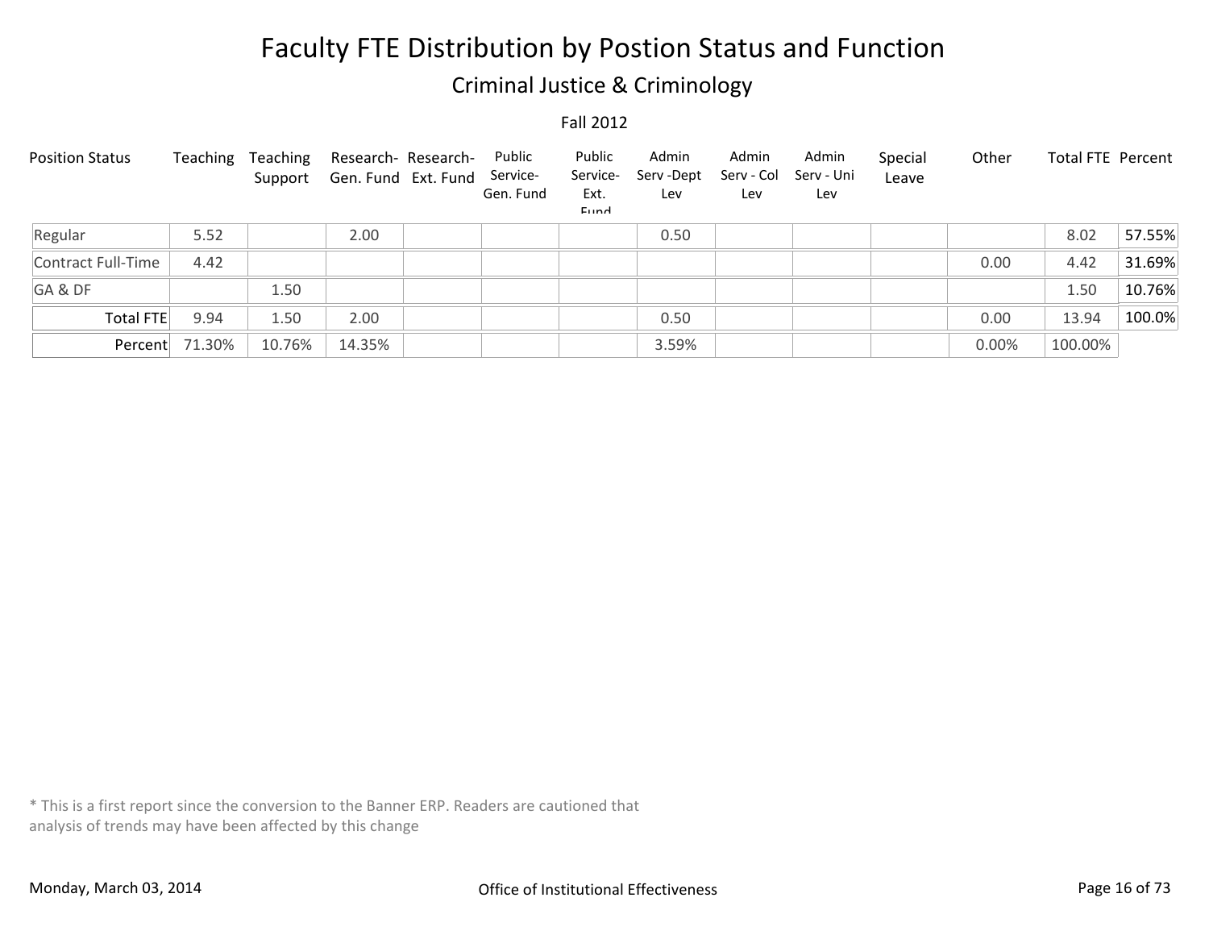# Faculty FTE Distribution by Postion Status and Function

## Criminal Justice & Criminology

Fall 2012

| Position Status | Teaching | Teaching Support | Research-Gen. Fund | Research-Ext. Fund | Public Service-Gen. Fund | Public Service-Ext. Fund | Admin Serv -Dept Lev | Admin Serv - Col Lev | Admin Serv - Uni Lev | Special Leave | Other | Total FTE | Percent |
|---|---|---|---|---|---|---|---|---|---|---|---|---|---|
| Regular | 5.52 | | 2.00 | | | | 0.50 | | | | | 8.02 | 57.55% |
| Contract Full-Time | 4.42 | | | | | | | | | | 0.00 | 4.42 | 31.69% |
| GA & DF | | 1.50 | | | | | | | | | | 1.50 | 10.76% |
| Total FTE | 9.94 | 1.50 | 2.00 | | | | 0.50 | | | | 0.00 | 13.94 | 100.0% |
| Percent | 71.30% | 10.76% | 14.35% | | | | 3.59% | | | | 0.00% | 100.00% | |

* This is a first report since the conversion to the Banner ERP. Readers are cautioned that analysis of trends may have been affected by this change

Monday, March 03, 2014

Office of Institutional Effectiveness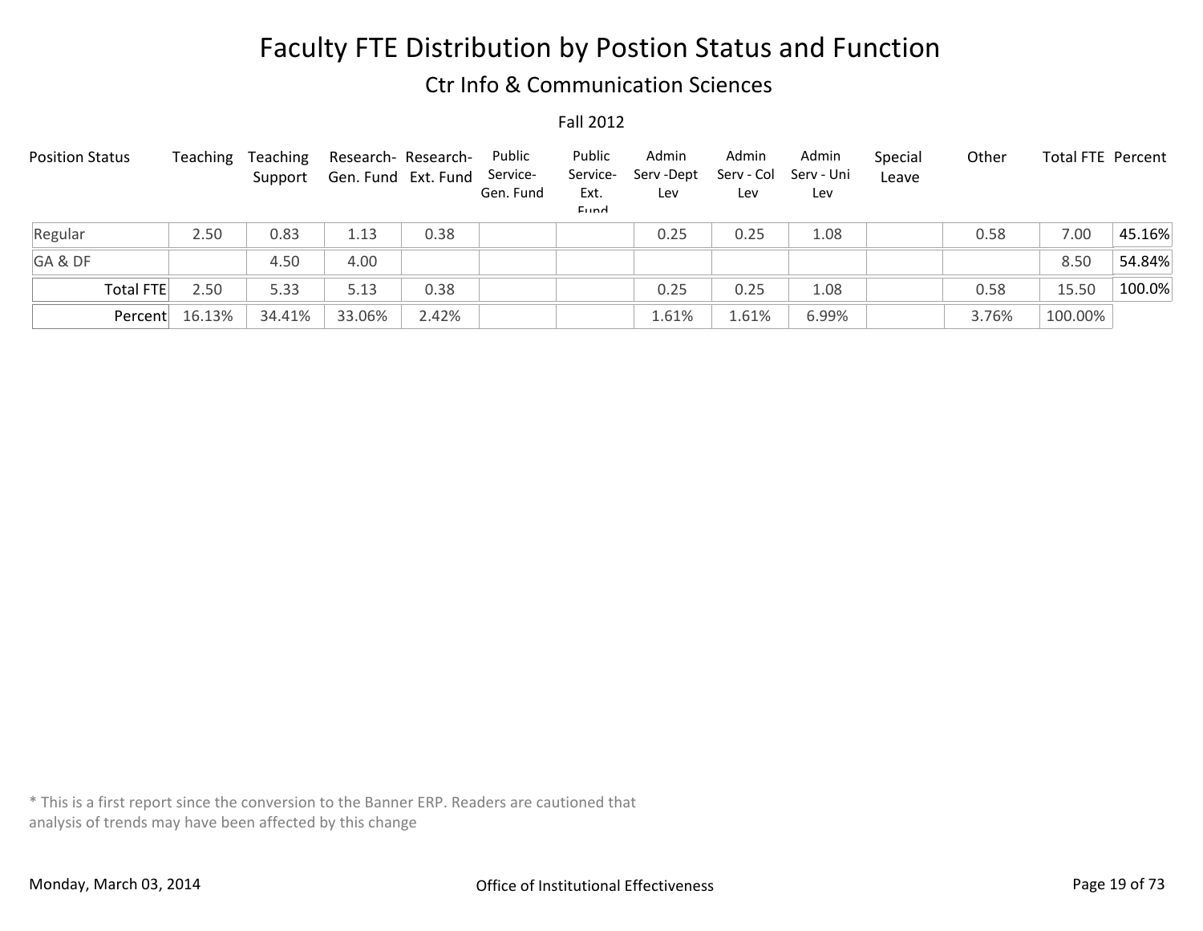# Faculty FTE Distribution by Postion Status and Function

## Ctr Info & Communication Sciences

Fall 2012

| Position Status | Teaching | Teaching Support | Research-Gen. Fund | Research-Ext. Fund | Public Service-Gen. Fund | Public Service-Ext. Fund | Admin Serv -Dept Lev | Admin Serv - Col Lev | Admin Serv - Uni Lev | Special Leave | Other | Total FTE | Percent |
|---|---|---|---|---|---|---|---|---|---|---|---|---|---|
| Regular | 2.50 | 0.83 | 1.13 | 0.38 | | | 0.25 | 0.25 | 1.08 | | 0.58 | 7.00 | 45.16% |
| GA & DF | | 4.50 | 4.00 | | | | | | | | | 8.50 | 54.84% |
| Total FTE | 2.50 | 5.33 | 5.13 | 0.38 | | | 0.25 | 0.25 | 1.08 | | 0.58 | 15.50 | 100.0% |
| Percent | 16.13% | 34.41% | 33.06% | 2.42% | | | 1.61% | 1.61% | 6.99% | | 3.76% | 100.00% | |

* This is a first report since the conversion to the Banner ERP. Readers are cautioned that analysis of trends may have been affected by this change

Monday, March 03, 2014

Office of Institutional Effectiveness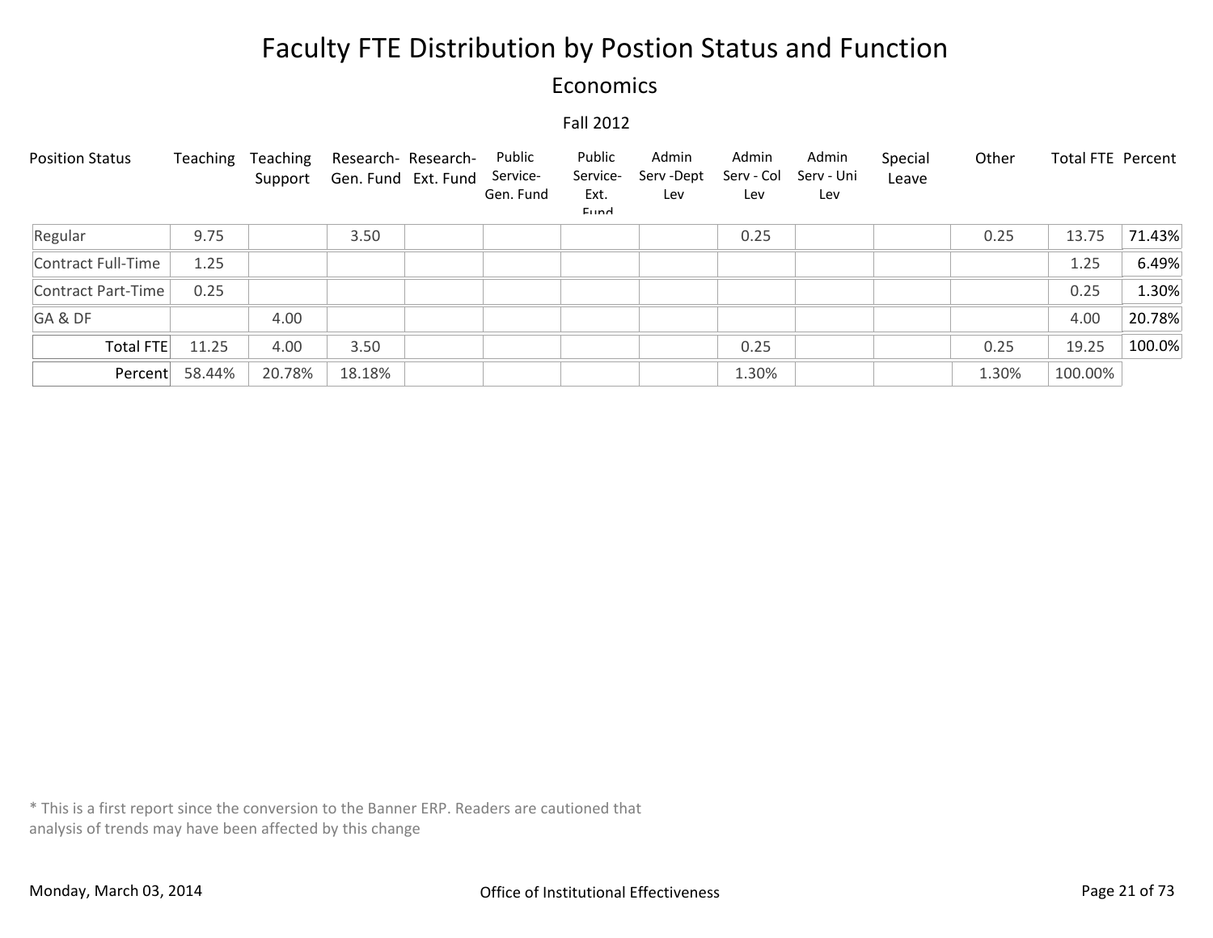# Faculty FTE Distribution by Postion Status and Function

## Economics

Fall 2012

| Position Status | Teaching | Teaching Support | Research-Gen. Fund | Research-Ext. Fund | Public Service-Gen. Fund | Public Service-Ext. Fund | Admin Serv -Dept Lev | Admin Serv - Col Lev | Admin Serv - Uni Lev | Special Leave | Other | Total FTE | Percent |
|---|---|---|---|---|---|---|---|---|---|---|---|---|---|
| Regular | 9.75 | | 3.50 | | | | | 0.25 | | | 0.25 | 13.75 | 71.43% |
| Contract Full-Time | 1.25 | | | | | | | | | | | 1.25 | 6.49% |
| Contract Part-Time | 0.25 | | | | | | | | | | | 0.25 | 1.30% |
| GA & DF | | 4.00 | | | | | | | | | | 4.00 | 20.78% |
| Total FTE | 11.25 | 4.00 | 3.50 | | | | | 0.25 | | | 0.25 | 19.25 | 100.0% |
| Percent | 58.44% | 20.78% | 18.18% | | | | | 1.30% | | | 1.30% | 100.00% | |

* This is a first report since the conversion to the Banner ERP. Readers are cautioned that analysis of trends may have been affected by this change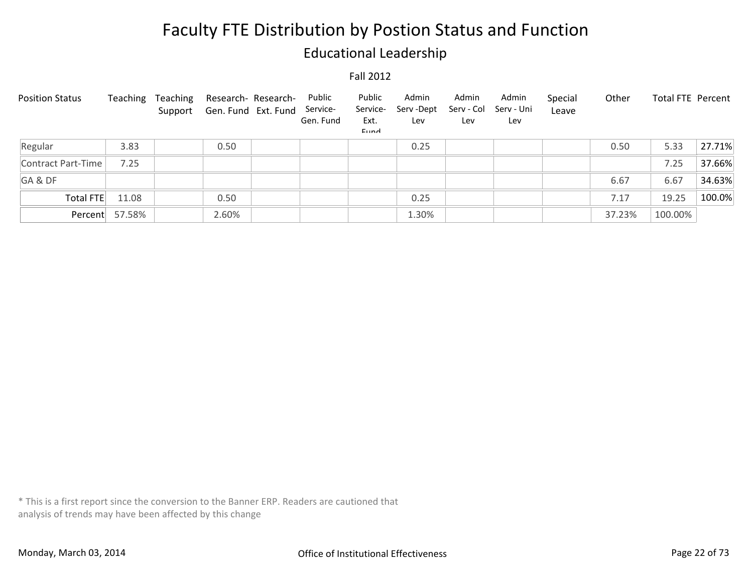# Faculty FTE Distribution by Postion Status and Function

## Educational Leadership

Fall 2012

| Position Status | Teaching | Teaching Support | Research-Gen. Fund | Research-Ext. Fund | Public Service-Gen. Fund | Public Service-Ext. Fund | Admin Serv -Dept Lev | Admin Serv - Col Lev | Admin Serv - Uni Lev | Special Leave | Other | Total FTE | Percent |
|---|---|---|---|---|---|---|---|---|---|---|---|---|---|
| Regular | 3.83 | | 0.50 | | | | 0.25 | | | | 0.50 | 5.33 | 27.71% |
| Contract Part-Time | 7.25 | | | | | | | | | | | 7.25 | 37.66% |
| GA & DF | | | | | | | | | | | 6.67 | 6.67 | 34.63% |
| Total FTE | 11.08 | | 0.50 | | | | 0.25 | | | | 7.17 | 19.25 | 100.0% |
| Percent | 57.58% | | 2.60% | | | | 1.30% | | | | 37.23% | 100.00% | |

* This is a first report since the conversion to the Banner ERP. Readers are cautioned that analysis of trends may have been affected by this change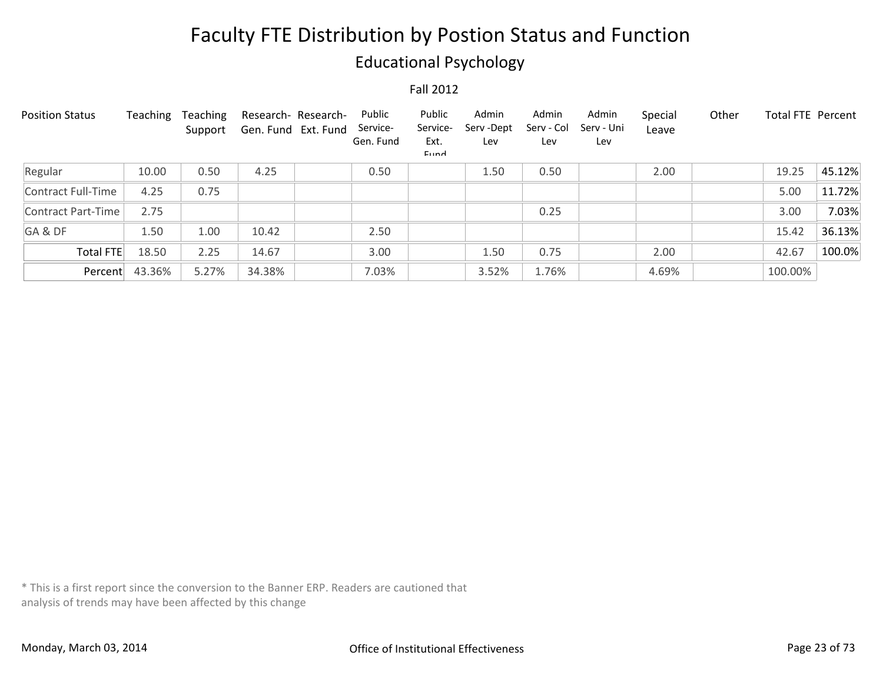# Faculty FTE Distribution by Postion Status and Function

## Educational Psychology

Fall 2012

| Position Status | Teaching | Teaching Support | Research-Gen. Fund | Research-Ext. Fund | Public Service-Gen. Fund | Public Service-Ext. Fund | Admin Serv -Dept Lev | Admin Serv - Col Lev | Admin Serv - Uni Lev | Special Leave | Other | Total FTE | Percent |
|---|---|---|---|---|---|---|---|---|---|---|---|---|---|
| Regular | 10.00 | 0.50 | 4.25 | | 0.50 | | 1.50 | 0.50 | | 2.00 | | 19.25 | 45.12% |
| Contract Full-Time | 4.25 | 0.75 | | | | | | | | | | 5.00 | 11.72% |
| Contract Part-Time | 2.75 | | | | | | | 0.25 | | | | 3.00 | 7.03% |
| GA & DF | 1.50 | 1.00 | 10.42 | | 2.50 | | | | | | | 15.42 | 36.13% |
| Total FTE | 18.50 | 2.25 | 14.67 | | 3.00 | | 1.50 | 0.75 | | 2.00 | | 42.67 | 100.0% |
| Percent | 43.36% | 5.27% | 34.38% | | 7.03% | | 3.52% | 1.76% | | 4.69% | | 100.00% | |

* This is a first report since the conversion to the Banner ERP. Readers are cautioned that analysis of trends may have been affected by this change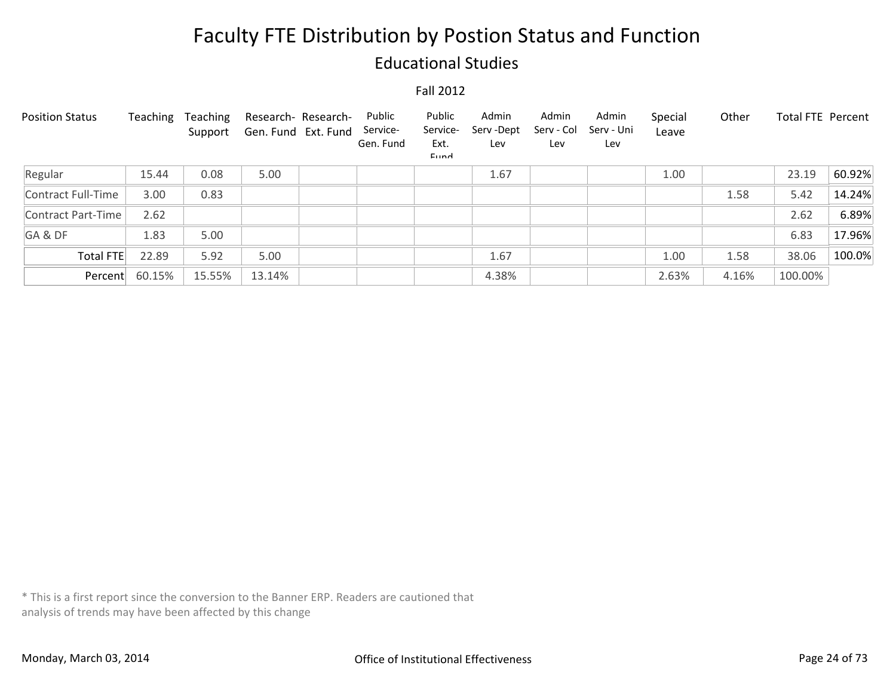# Faculty FTE Distribution by Postion Status and Function

## Educational Studies

Fall 2012

| Position Status | Teaching | Teaching Support | Research- Gen. Fund | Research- Ext. Fund | Public Service- Gen. Fund | Public Service- Ext. Fund | Admin Serv -Dept Lev | Admin Serv - Col Lev | Admin Serv - Uni Lev | Special Leave | Other | Total FTE | Percent |
|---|---|---|---|---|---|---|---|---|---|---|---|---|---|
| Regular | 15.44 | 0.08 | 5.00 | | | | 1.67 | | | 1.00 | | 23.19 | 60.92% |
| Contract Full-Time | 3.00 | 0.83 | | | | | | | | | 1.58 | 5.42 | 14.24% |
| Contract Part-Time | 2.62 | | | | | | | | | | | 2.62 | 6.89% |
| GA & DF | 1.83 | 5.00 | | | | | | | | | | 6.83 | 17.96% |
| Total FTE | 22.89 | 5.92 | 5.00 | | | | 1.67 | | | 1.00 | 1.58 | 38.06 | 100.0% |
| Percent | 60.15% | 15.55% | 13.14% | | | | 4.38% | | | 2.63% | 4.16% | 100.00% | |

* This is a first report since the conversion to the Banner ERP. Readers are cautioned that analysis of trends may have been affected by this change

Monday, March 03, 2014

Office of Institutional Effectiveness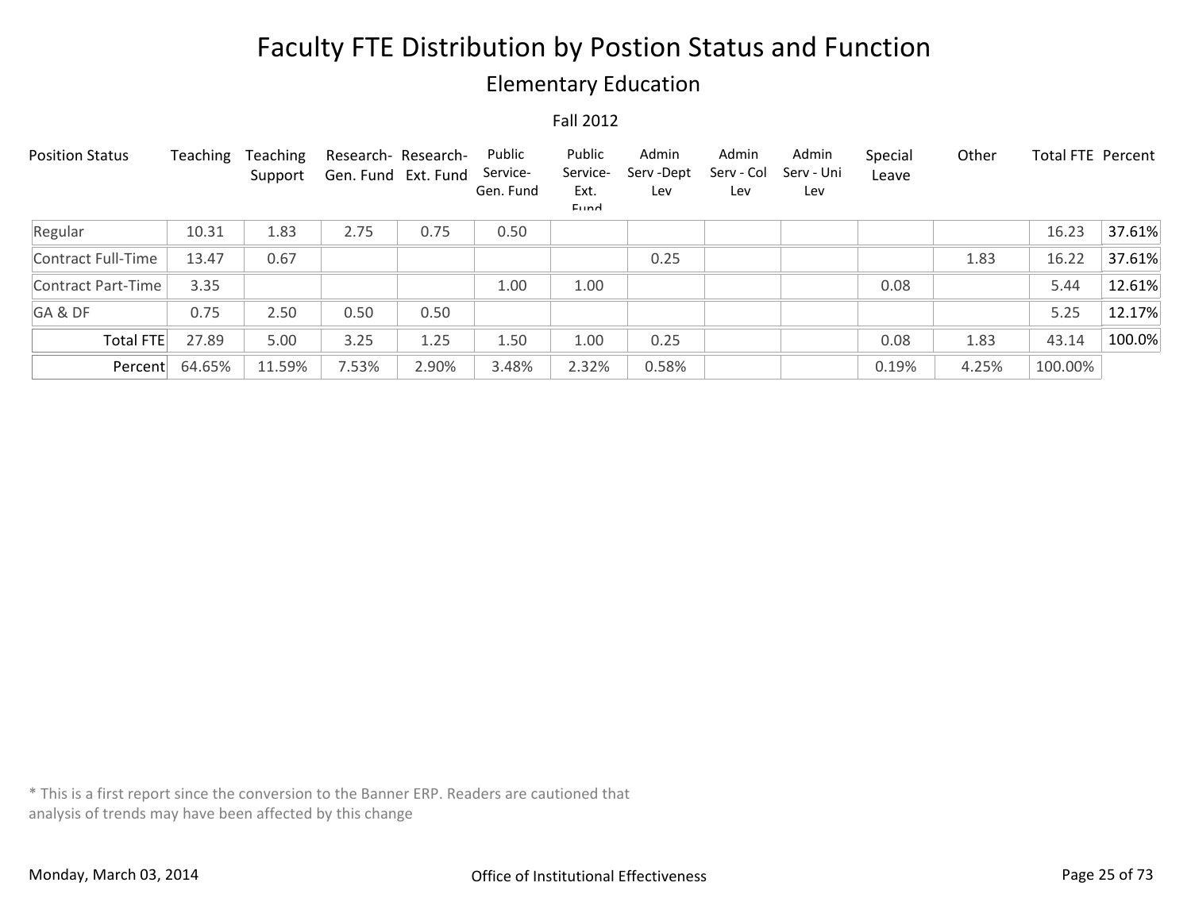# Faculty FTE Distribution by Postion Status and Function

## Elementary Education

Fall 2012

| Position Status | Teaching | Teaching Support | Research- Gen. Fund | Research- Ext. Fund | Public Service- Gen. Fund | Public Service- Ext. Fund | Admin Serv -Dept Lev | Admin Serv - Col Lev | Admin Serv - Uni Lev | Special Leave | Other | Total FTE | Percent |
|---|---|---|---|---|---|---|---|---|---|---|---|---|---|
| Regular | 10.31 | 1.83 | 2.75 | 0.75 | 0.50 | | | | | | | 16.23 | 37.61% |
| Contract Full-Time | 13.47 | 0.67 | | | | | 0.25 | | | | 1.83 | 16.22 | 37.61% |
| Contract Part-Time | 3.35 | | | | 1.00 | 1.00 | | | | 0.08 | | 5.44 | 12.61% |
| GA & DF | 0.75 | 2.50 | 0.50 | 0.50 | | | | | | | | 5.25 | 12.17% |
| Total FTE | 27.89 | 5.00 | 3.25 | 1.25 | 1.50 | 1.00 | 0.25 | | | 0.08 | 1.83 | 43.14 | 100.0% |
| Percent | 64.65% | 11.59% | 7.53% | 2.90% | 3.48% | 2.32% | 0.58% | | | 0.19% | 4.25% | 100.00% | |

* This is a first report since the conversion to the Banner ERP. Readers are cautioned that analysis of trends may have been affected by this change

Monday, March 03, 2014

Office of Institutional Effectiveness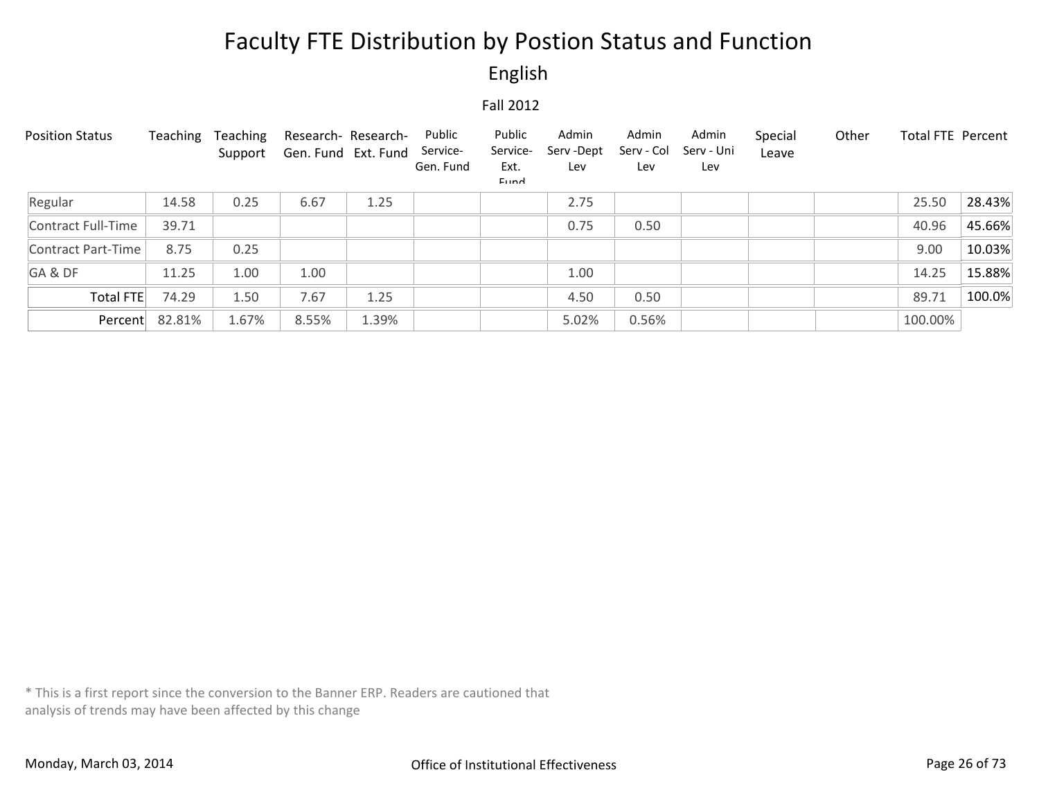# Faculty FTE Distribution by Postion Status and Function

## English

### Fall 2012

| Position Status | Teaching | Teaching Support | Research- Gen. Fund | Research- Ext. Fund | Public Service- Gen. Fund | Public Service- Ext. Fund | Admin Serv -Dept Lev | Admin Serv - Col Lev | Admin Serv - Uni Lev | Special Leave | Other | Total FTE | Percent |
|---|---|---|---|---|---|---|---|---|---|---|---|---|---|
| Regular | 14.58 | 0.25 | 6.67 | 1.25 | | | 2.75 | | | | | 25.50 | 28.43% |
| Contract Full-Time | 39.71 | | | | | | 0.75 | 0.50 | | | | 40.96 | 45.66% |
| Contract Part-Time | 8.75 | 0.25 | | | | | | | | | | 9.00 | 10.03% |
| GA & DF | 11.25 | 1.00 | 1.00 | | | | 1.00 | | | | | 14.25 | 15.88% |
| Total FTE | 74.29 | 1.50 | 7.67 | 1.25 | | | 4.50 | 0.50 | | | | 89.71 | 100.0% |
| Percent | 82.81% | 1.67% | 8.55% | 1.39% | | | 5.02% | 0.56% | | | | 100.00% | |

* This is a first report since the conversion to the Banner ERP. Readers are cautioned that analysis of trends may have been affected by this change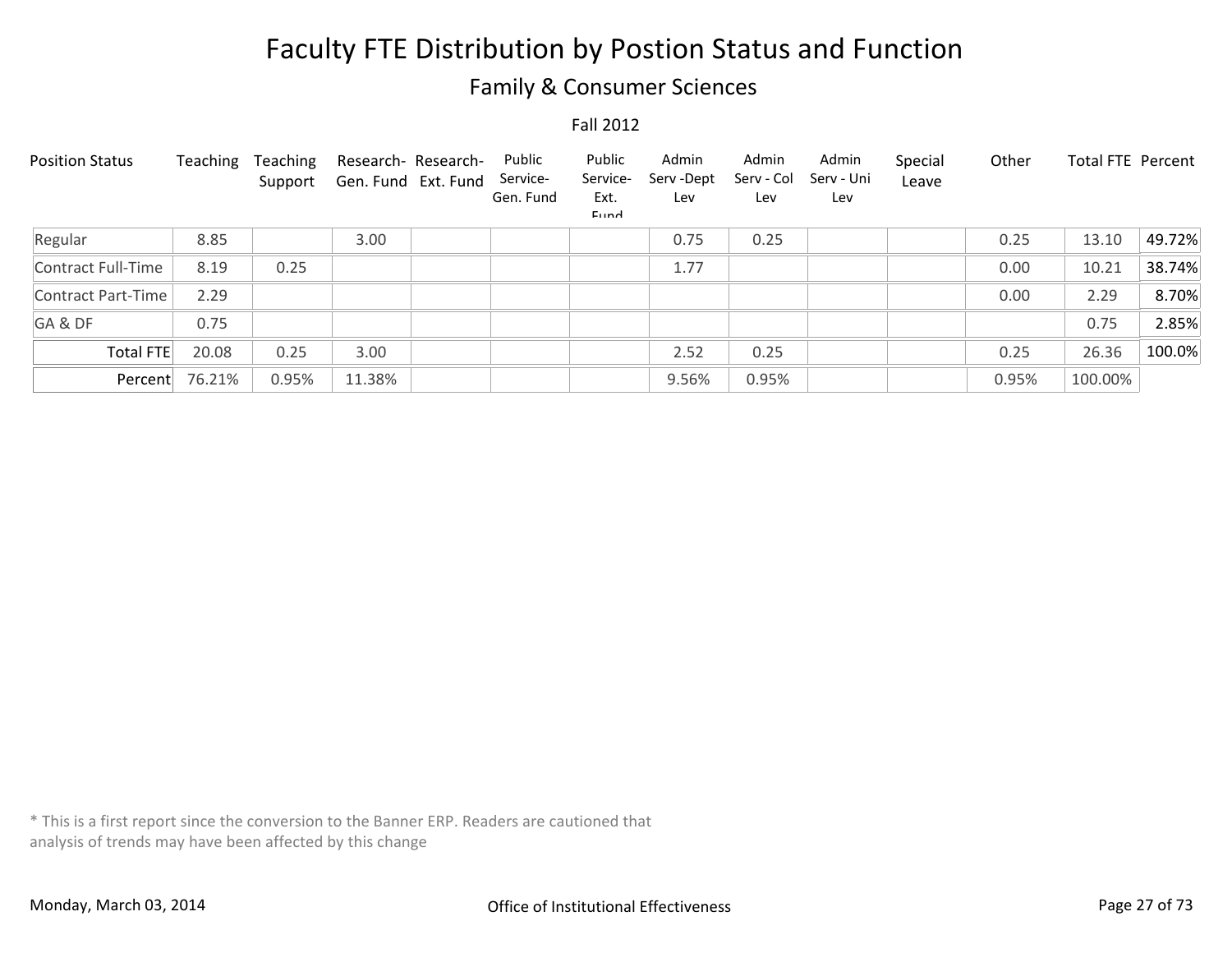# Faculty FTE Distribution by Postion Status and Function

## Family & Consumer Sciences

Fall 2012

| Position Status | Teaching | Teaching Support | Research-Gen. Fund | Research-Ext. Fund | Public Service-Gen. Fund | Public Service-Ext. Fund | Admin Serv -Dept Lev | Admin Serv - Col Lev | Admin Serv - Uni Lev | Special Leave | Other | Total FTE | Percent |
|---|---|---|---|---|---|---|---|---|---|---|---|---|---|
| Regular | 8.85 | | 3.00 | | | | 0.75 | 0.25 | | | 0.25 | 13.10 | 49.72% |
| Contract Full-Time | 8.19 | 0.25 | | | | | 1.77 | | | | 0.00 | 10.21 | 38.74% |
| Contract Part-Time | 2.29 | | | | | | | | | | 0.00 | 2.29 | 8.70% |
| GA & DF | 0.75 | | | | | | | | | | | 0.75 | 2.85% |
| Total FTE | 20.08 | 0.25 | 3.00 | | | | 2.52 | 0.25 | | | 0.25 | 26.36 | 100.0% |
| Percent | 76.21% | 0.95% | 11.38% | | | | 9.56% | 0.95% | | | 0.95% | 100.00% | |

* This is a first report since the conversion to the Banner ERP. Readers are cautioned that analysis of trends may have been affected by this change

Monday, March 03, 2014

Office of Institutional Effectiveness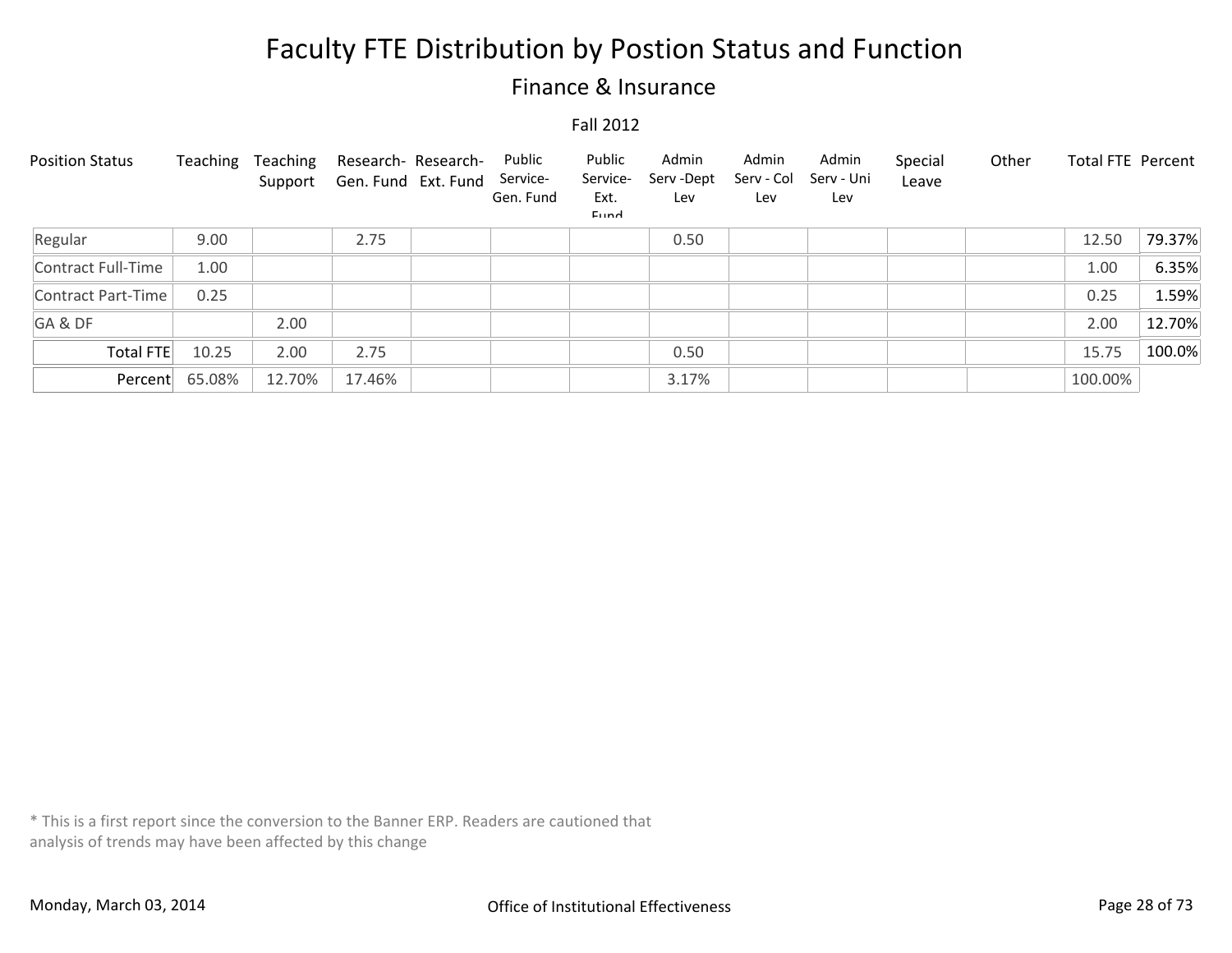# Faculty FTE Distribution by Postion Status and Function

## Finance & Insurance

Fall 2012

| Position Status | Teaching | Teaching Support | Research- Gen. Fund | Research- Ext. Fund | Public Service- Gen. Fund | Public Service- Ext. Fund | Admin Serv -Dept Lev | Admin Serv - Col Lev | Admin Serv - Uni Lev | Special Leave | Other | Total FTE | Percent |
|---|---|---|---|---|---|---|---|---|---|---|---|---|---|
| Regular | 9.00 | | 2.75 | | | | 0.50 | | | | | 12.50 | 79.37% |
| Contract Full-Time | 1.00 | | | | | | | | | | | 1.00 | 6.35% |
| Contract Part-Time | 0.25 | | | | | | | | | | | 0.25 | 1.59% |
| GA & DF | | 2.00 | | | | | | | | | | 2.00 | 12.70% |
| Total FTE | 10.25 | 2.00 | 2.75 | | | | 0.50 | | | | | 15.75 | 100.0% |
| Percent | 65.08% | 12.70% | 17.46% | | | | 3.17% | | | | | 100.00% | |

* This is a first report since the conversion to the Banner ERP. Readers are cautioned that analysis of trends may have been affected by this change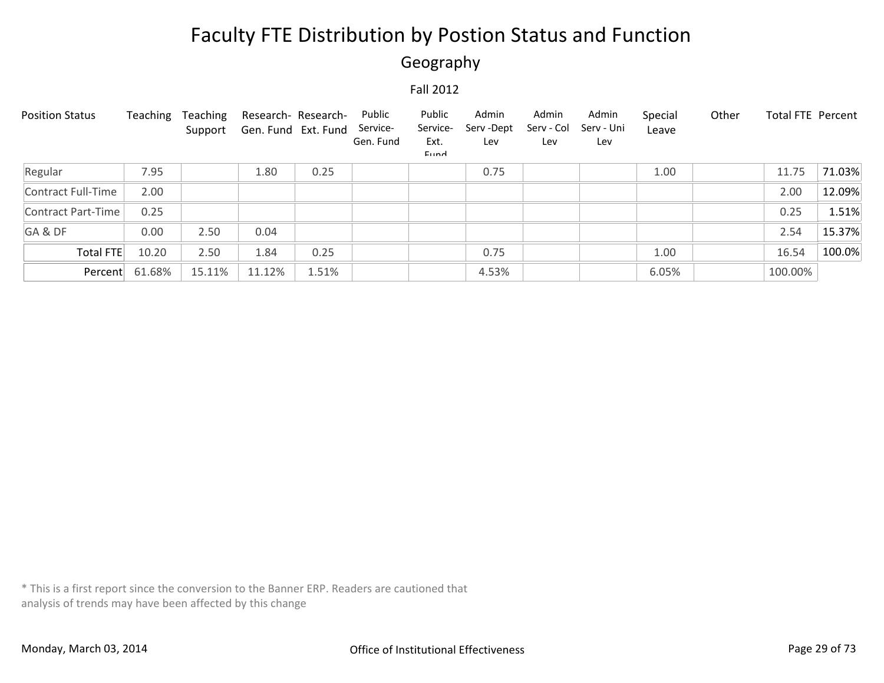# Faculty FTE Distribution by Postion Status and Function

## Geography

### Fall 2012

| Position Status | Teaching | Teaching Support | Research-Gen. Fund | Research-Ext. Fund | Public Service-Gen. Fund | Public Service-Ext. Fund | Admin Serv -Dept Lev | Admin Serv - Col Lev | Admin Serv - Uni Lev | Special Leave | Other | Total FTE | Percent |
|---|---|---|---|---|---|---|---|---|---|---|---|---|---|
| Regular | 7.95 | | 1.80 | 0.25 | | | 0.75 | | | 1.00 | | 11.75 | 71.03% |
| Contract Full-Time | 2.00 | | | | | | | | | | | 2.00 | 12.09% |
| Contract Part-Time | 0.25 | | | | | | | | | | | 0.25 | 1.51% |
| GA & DF | 0.00 | 2.50 | 0.04 | | | | | | | | | 2.54 | 15.37% |
| Total FTE | 10.20 | 2.50 | 1.84 | 0.25 | | | 0.75 | | | 1.00 | | 16.54 | 100.0% |
| Percent | 61.68% | 15.11% | 11.12% | 1.51% | | | 4.53% | | | 6.05% | | 100.00% | |

* This is a first report since the conversion to the Banner ERP. Readers are cautioned that analysis of trends may have been affected by this change

Monday, March 03, 2014

Office of Institutional Effectiveness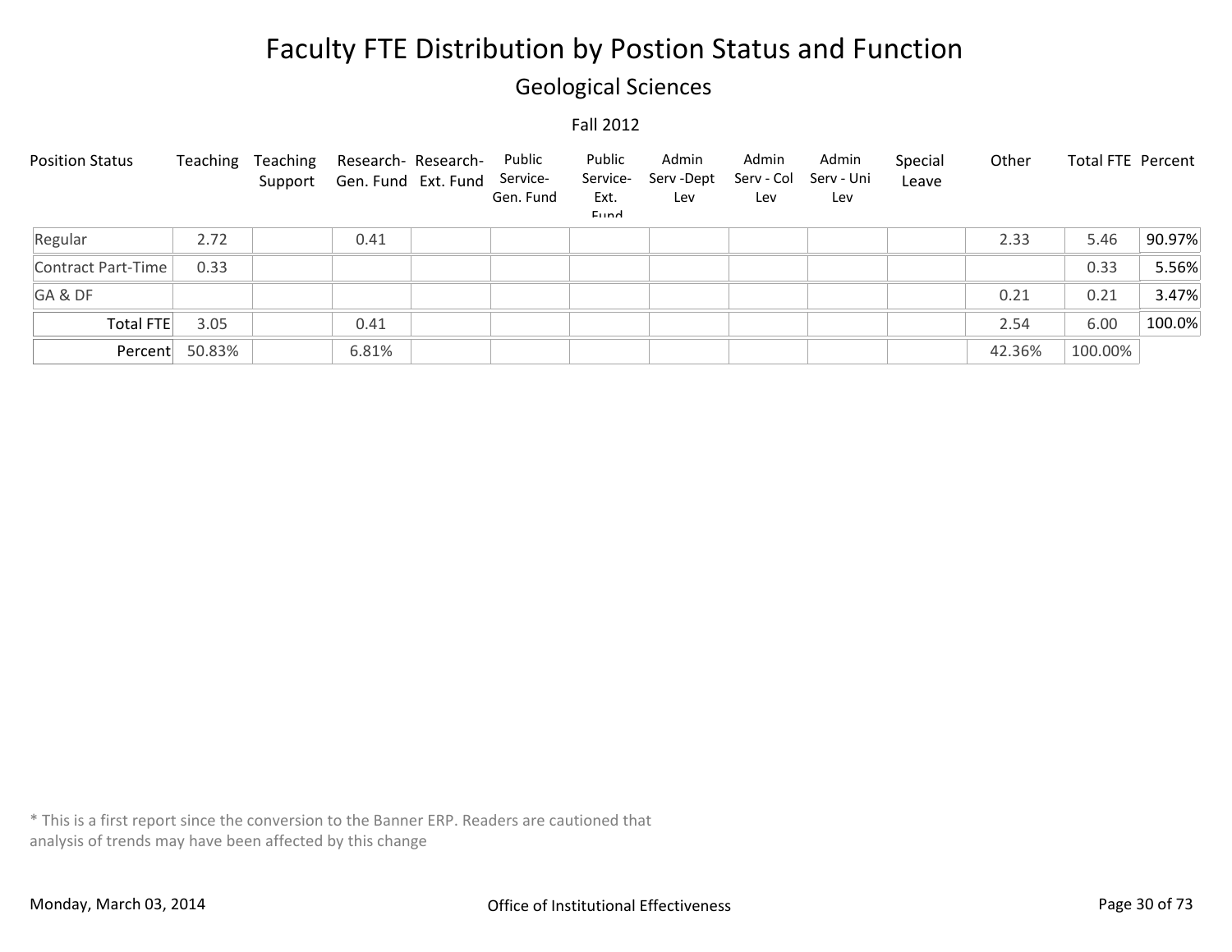# Faculty FTE Distribution by Postion Status and Function

## Geological Sciences

### Fall 2012

| Position Status | Teaching | Teaching Support | Research-Gen. Fund | Research-Ext. Fund | Public Service-Gen. Fund | Public Service-Ext. Fund | Admin Serv -Dept Lev | Admin Serv - Col Lev | Admin Serv - Uni Lev | Special Leave | Other | Total FTE | Percent |
|---|---|---|---|---|---|---|---|---|---|---|---|---|---|
| Regular | 2.72 | | 0.41 | | | | | | | | 2.33 | 5.46 | 90.97% |
| Contract Part-Time | 0.33 | | | | | | | | | | | 0.33 | 5.56% |
| GA & DF | | | | | | | | | | | 0.21 | 0.21 | 3.47% |
| Total FTE | 3.05 | | 0.41 | | | | | | | | 2.54 | 6.00 | 100.0% |
| Percent | 50.83% | | 6.81% | | | | | | | | 42.36% | 100.00% | |

* This is a first report since the conversion to the Banner ERP. Readers are cautioned that analysis of trends may have been affected by this change

Monday, March 03, 2014 Office of Institutional Effectiveness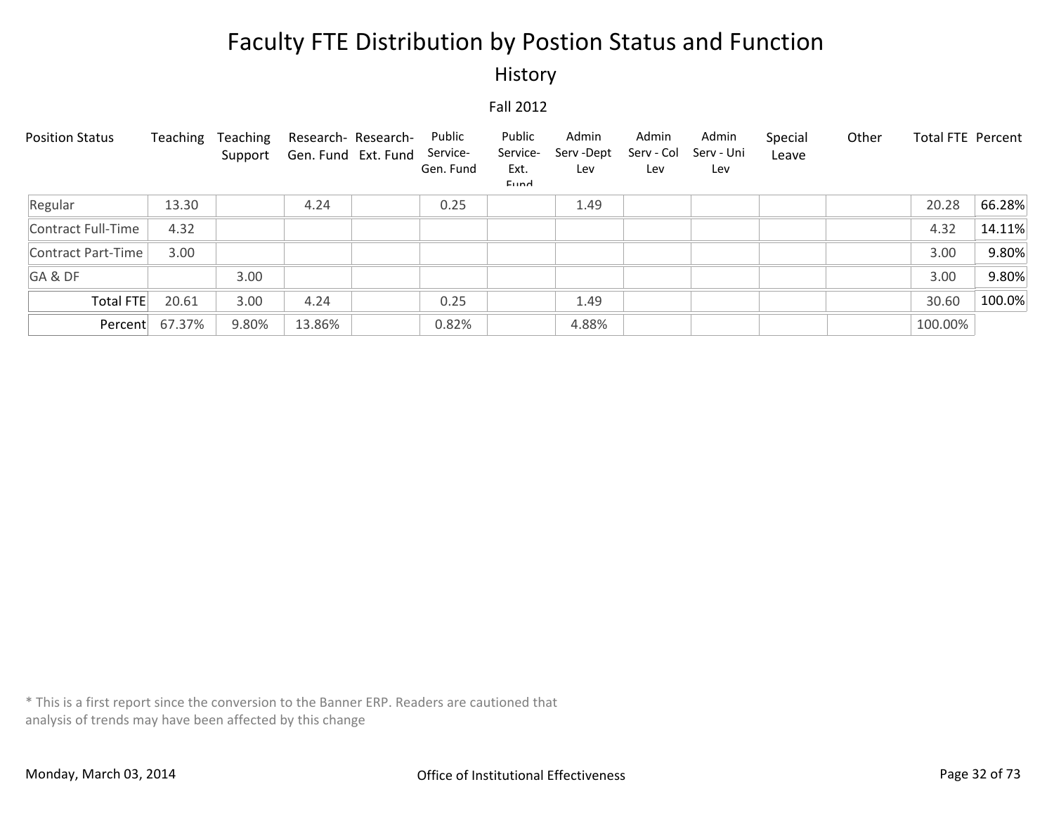# Faculty FTE Distribution by Postion Status and Function

## History

### Fall 2012

| Position Status | Teaching | Teaching Support | Research-Gen. Fund | Research-Ext. Fund | Public Service-Gen. Fund | Public Service-Ext. Fund | Admin Serv -Dept Lev | Admin Serv - Col Lev | Admin Serv - Uni Lev | Special Leave | Other | Total FTE | Percent |
|---|---|---|---|---|---|---|---|---|---|---|---|---|---|
| Regular | 13.30 | | 4.24 | | 0.25 | | 1.49 | | | | | 20.28 | 66.28% |
| Contract Full-Time | 4.32 | | | | | | | | | | | 4.32 | 14.11% |
| Contract Part-Time | 3.00 | | | | | | | | | | | 3.00 | 9.80% |
| GA & DF | | 3.00 | | | | | | | | | | 3.00 | 9.80% |
| Total FTE | 20.61 | 3.00 | 4.24 | | 0.25 | | 1.49 | | | | | 30.60 | 100.0% |
| Percent | 67.37% | 9.80% | 13.86% | | 0.82% | | 4.88% | | | | | 100.00% | |

* This is a first report since the conversion to the Banner ERP. Readers are cautioned that analysis of trends may have been affected by this change

Monday, March 03, 2014

Office of Institutional Effectiveness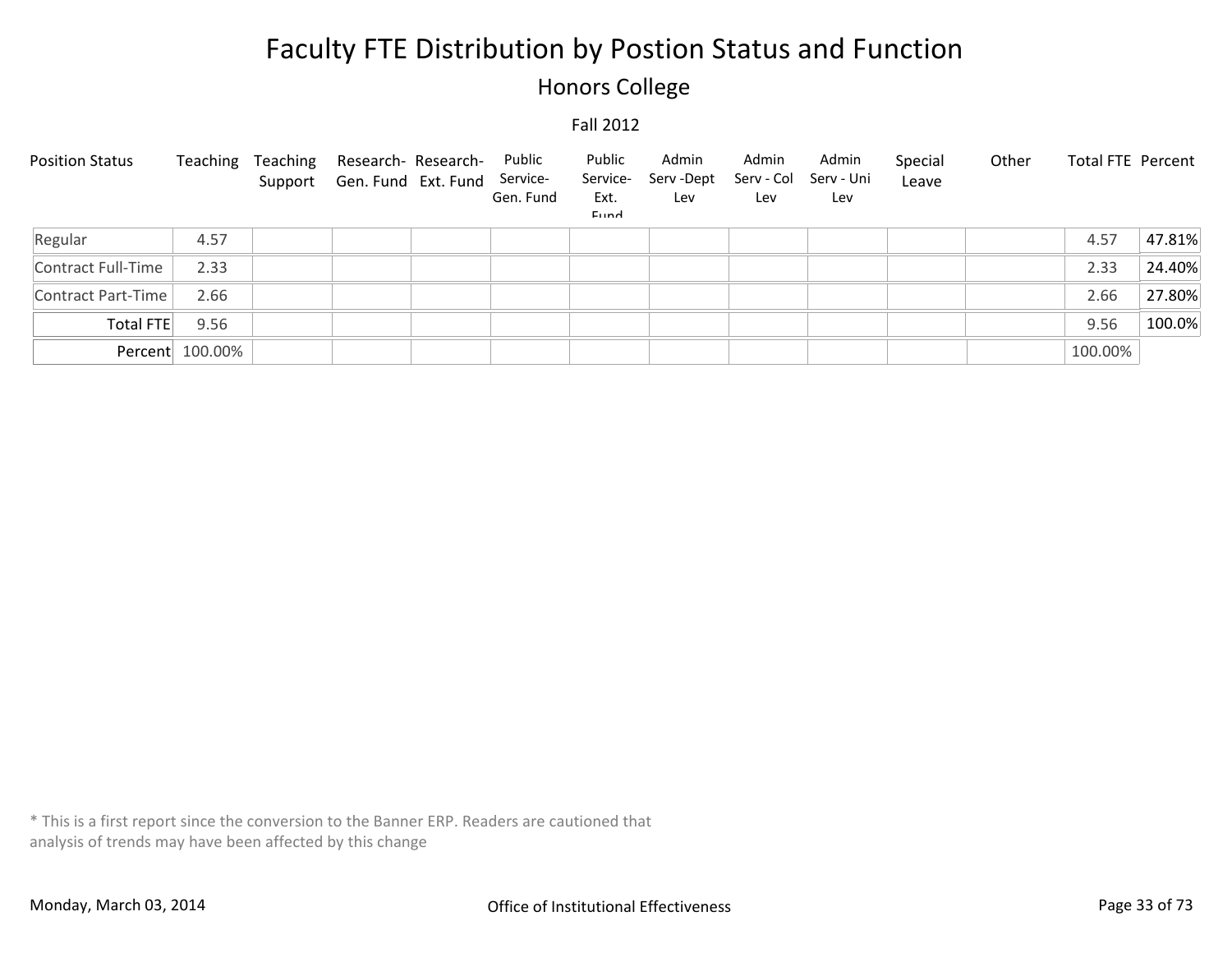# Faculty FTE Distribution by Postion Status and Function

## Honors College

### Fall 2012

| Position Status | Teaching | Teaching Support | Research- Gen. Fund | Research- Ext. Fund | Public Service- Gen. Fund | Public Service- Ext. Fund | Admin Serv -Dept Lev | Admin Serv - Col Lev | Admin Serv - Uni Lev | Special Leave | Other | Total FTE | Percent |
|---|---|---|---|---|---|---|---|---|---|---|---|---|---|
| Regular | 4.57 | | | | | | | | | | | 4.57 | 47.81% |
| Contract Full-Time | 2.33 | | | | | | | | | | | 2.33 | 24.40% |
| Contract Part-Time | 2.66 | | | | | | | | | | | 2.66 | 27.80% |
| Total FTE | 9.56 | | | | | | | | | | | 9.56 | 100.0% |
| Percent | 100.00% | | | | | | | | | | | 100.00% | |

* This is a first report since the conversion to the Banner ERP. Readers are cautioned that analysis of trends may have been affected by this change

Monday, March 03, 2014

Office of Institutional Effectiveness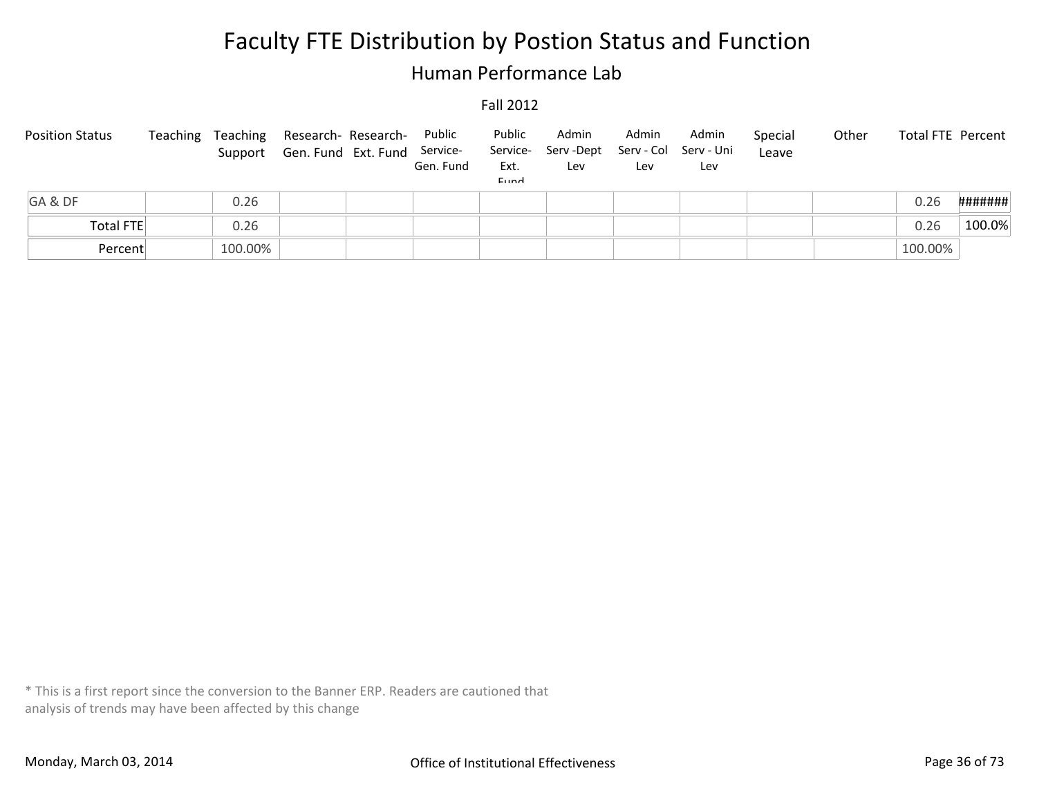# Faculty FTE Distribution by Postion Status and Function

## Human Performance Lab

### Fall 2012

| Position Status | Teaching | Teaching Support | Research-Gen. Fund | Research-Ext. Fund | Public Service-Gen. Fund | Public Service-Ext. Fund | Admin Serv -Dept Lev | Admin Serv - Col Lev | Admin Serv - Uni Lev | Special Leave | Other | Total FTE | Percent |
|---|---|---|---|---|---|---|---|---|---|---|---|---|---|
| GA & DF | | 0.26 | | | | | | | | | | 0.26 | ####### |
| Total FTE | | 0.26 | | | | | | | | | | 0.26 | 100.0% |
| Percent | | 100.00% | | | | | | | | | | 100.00% | |

* This is a first report since the conversion to the Banner ERP. Readers are cautioned that analysis of trends may have been affected by this change

Monday, March 03, 2014 — Office of Institutional Effectiveness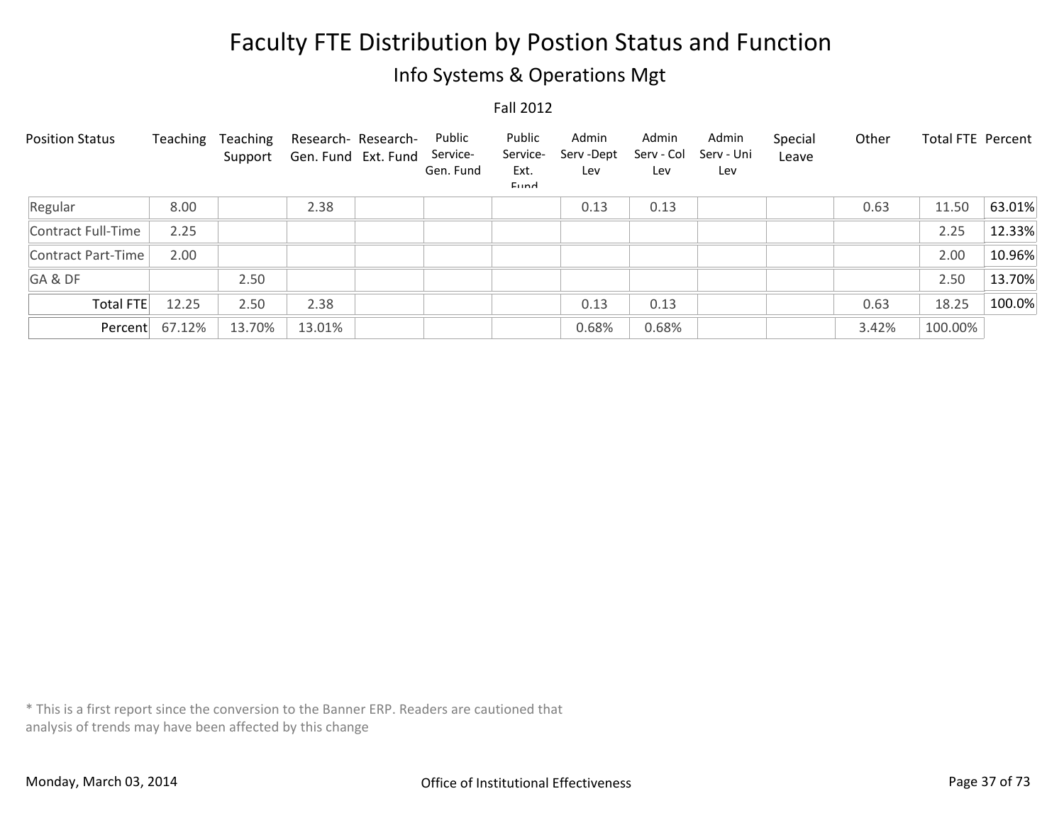# Faculty FTE Distribution by Postion Status and Function

## Info Systems & Operations Mgt

Fall 2012

| Position Status | Teaching | Teaching Support | Research- Gen. Fund | Research- Ext. Fund | Public Service- Gen. Fund | Public Service- Ext. Fund | Admin Serv -Dept Lev | Admin Serv - Col Lev | Admin Serv - Uni Lev | Special Leave | Other | Total FTE | Percent |
|---|---|---|---|---|---|---|---|---|---|---|---|---|---|
| Regular | 8.00 | | 2.38 | | | | 0.13 | 0.13 | | | 0.63 | 11.50 | 63.01% |
| Contract Full-Time | 2.25 | | | | | | | | | | | 2.25 | 12.33% |
| Contract Part-Time | 2.00 | | | | | | | | | | | 2.00 | 10.96% |
| GA & DF | | 2.50 | | | | | | | | | | 2.50 | 13.70% |
| Total FTE | 12.25 | 2.50 | 2.38 | | | | 0.13 | 0.13 | | | 0.63 | 18.25 | 100.0% |
| Percent | 67.12% | 13.70% | 13.01% | | | | 0.68% | 0.68% | | | 3.42% | 100.00% | |

* This is a first report since the conversion to the Banner ERP. Readers are cautioned that analysis of trends may have been affected by this change

Monday, March 03, 2014 Office of Institutional Effectiveness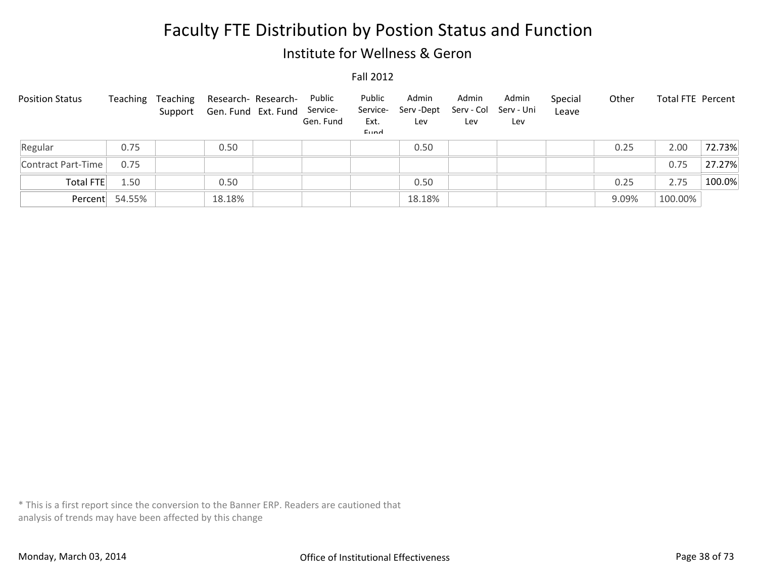# Faculty FTE Distribution by Postion Status and Function

## Institute for Wellness & Geron

Fall 2012

| Position Status | Teaching | Teaching Support | Research- Gen. Fund | Research- Ext. Fund | Public Service- Gen. Fund | Public Service- Ext. Fund | Admin Serv -Dept Lev | Admin Serv - Col Lev | Admin Serv - Uni Lev | Special Leave | Other | Total FTE | Percent |
|---|---|---|---|---|---|---|---|---|---|---|---|---|---|
| Regular | 0.75 | | 0.50 | | | | 0.50 | | | | 0.25 | 2.00 | 72.73% |
| Contract Part-Time | 0.75 | | | | | | | | | | | 0.75 | 27.27% |
| Total FTE | 1.50 | | 0.50 | | | | 0.50 | | | | 0.25 | 2.75 | 100.0% |
| Percent | 54.55% | | 18.18% | | | | 18.18% | | | | 9.09% | 100.00% | |

* This is a first report since the conversion to the Banner ERP. Readers are cautioned that analysis of trends may have been affected by this change

Monday, March 03, 2014

Office of Institutional Effectiveness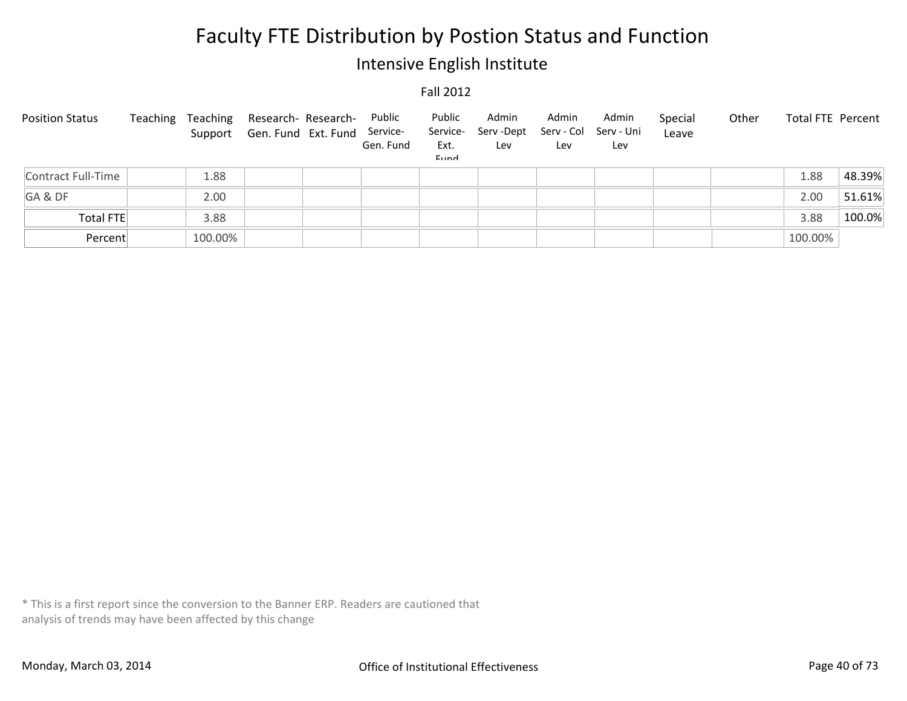# Faculty FTE Distribution by Postion Status and Function

## Intensive English Institute

### Fall 2012

| Position Status | Teaching | Teaching Support | Research-Gen. Fund | Research-Ext. Fund | Public Service-Gen. Fund | Public Service-Ext. Fund | Admin Serv -Dept Lev | Admin Serv - Col Lev | Admin Serv - Uni Lev | Special Leave | Other | Total FTE | Percent |
|---|---|---|---|---|---|---|---|---|---|---|---|---|---|
| Contract Full-Time | | 1.88 | | | | | | | | | | 1.88 | 48.39% |
| GA & DF | | 2.00 | | | | | | | | | | 2.00 | 51.61% |
| Total FTE | | 3.88 | | | | | | | | | | 3.88 | 100.0% |
| Percent | | 100.00% | | | | | | | | | | 100.00% | |

* This is a first report since the conversion to the Banner ERP. Readers are cautioned that analysis of trends may have been affected by this change

Monday, March 03, 2014

Office of Institutional Effectiveness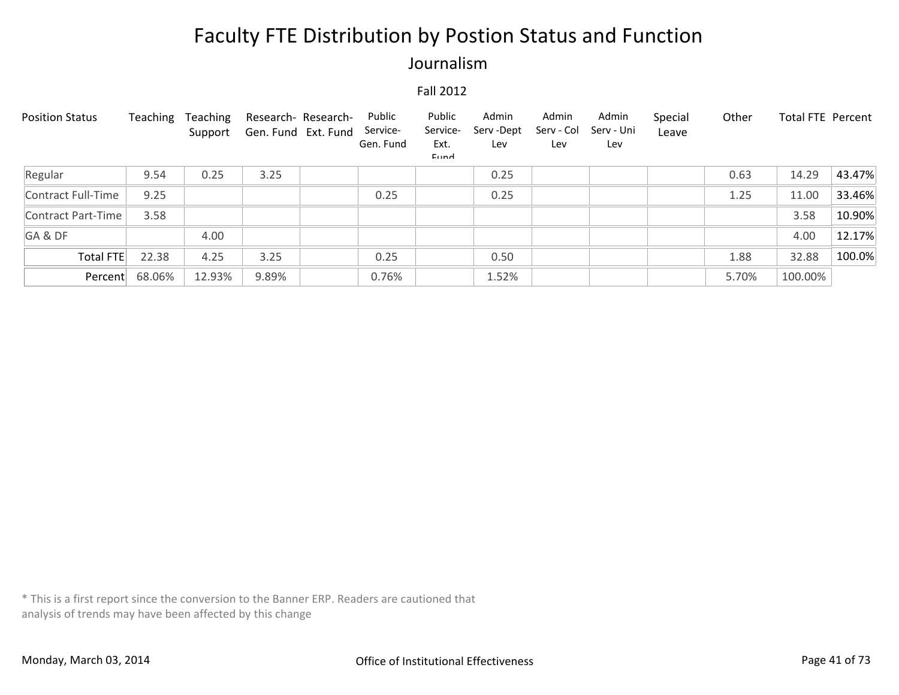# Faculty FTE Distribution by Postion Status and Function

## Journalism

### Fall 2012

| Position Status | Teaching | Teaching Support | Research- Gen. Fund | Research- Ext. Fund | Public Service- Gen. Fund | Public Service- Ext. Fund | Admin Serv -Dept Lev | Admin Serv - Col Lev | Admin Serv - Uni Lev | Special Leave | Other | Total FTE | Percent |
|---|---|---|---|---|---|---|---|---|---|---|---|---|---|
| Regular | 9.54 | 0.25 | 3.25 | | | | 0.25 | | | | 0.63 | 14.29 | 43.47% |
| Contract Full-Time | 9.25 | | | | 0.25 | | 0.25 | | | | 1.25 | 11.00 | 33.46% |
| Contract Part-Time | 3.58 | | | | | | | | | | | 3.58 | 10.90% |
| GA & DF | | 4.00 | | | | | | | | | | 4.00 | 12.17% |
| Total FTE | 22.38 | 4.25 | 3.25 | | 0.25 | | 0.50 | | | | 1.88 | 32.88 | 100.0% |
| Percent | 68.06% | 12.93% | 9.89% | | 0.76% | | 1.52% | | | | 5.70% | 100.00% | |

* This is a first report since the conversion to the Banner ERP. Readers are cautioned that analysis of trends may have been affected by this change

Monday, March 03, 2014

Office of Institutional Effectiveness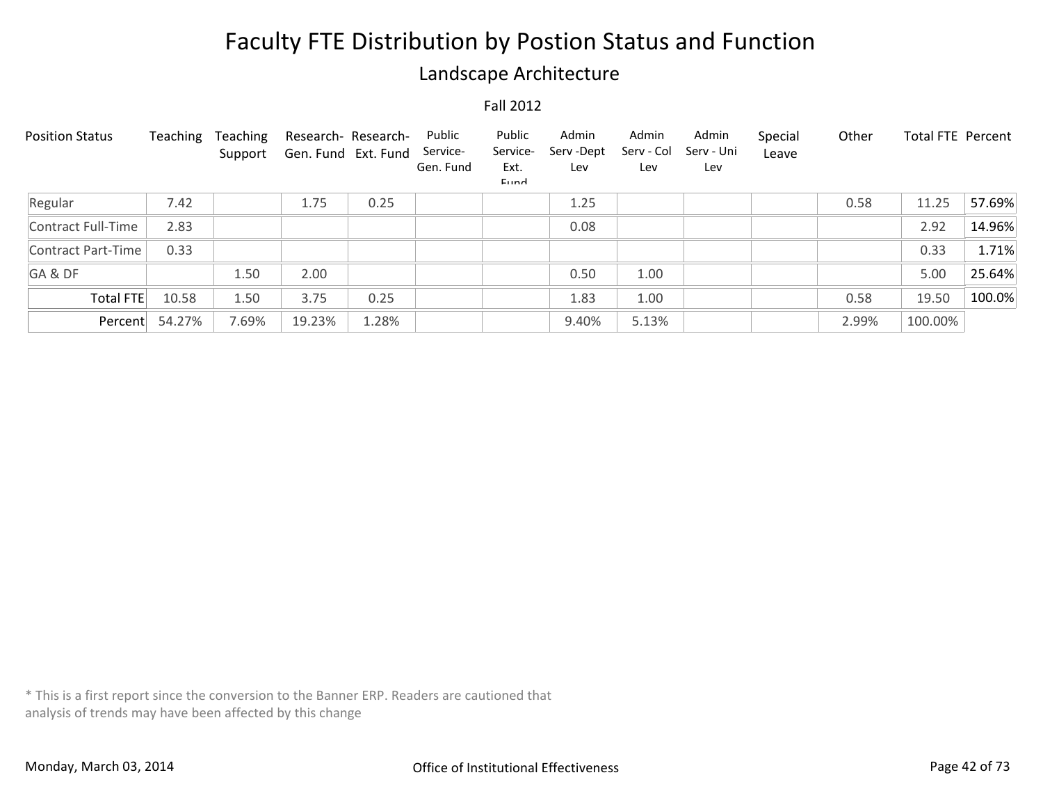# Faculty FTE Distribution by Postion Status and Function

## Landscape Architecture

Fall 2012

| Position Status | Teaching | Teaching Support | Research- Gen. Fund | Research- Ext. Fund | Public Service- Gen. Fund | Public Service- Ext. Fund | Admin Serv -Dept Lev | Admin Serv - Col Lev | Admin Serv - Uni Lev | Special Leave | Other | Total FTE | Percent |
|---|---|---|---|---|---|---|---|---|---|---|---|---|---|
| Regular | 7.42 | | 1.75 | 0.25 | | | 1.25 | | | | 0.58 | 11.25 | 57.69% |
| Contract Full-Time | 2.83 | | | | | | 0.08 | | | | | 2.92 | 14.96% |
| Contract Part-Time | 0.33 | | | | | | | | | | | 0.33 | 1.71% |
| GA & DF | | 1.50 | 2.00 | | | | 0.50 | 1.00 | | | | 5.00 | 25.64% |
| Total FTE | 10.58 | 1.50 | 3.75 | 0.25 | | | 1.83 | 1.00 | | | 0.58 | 19.50 | 100.0% |
| Percent | 54.27% | 7.69% | 19.23% | 1.28% | | | 9.40% | 5.13% | | | 2.99% | 100.00% | |

* This is a first report since the conversion to the Banner ERP. Readers are cautioned that analysis of trends may have been affected by this change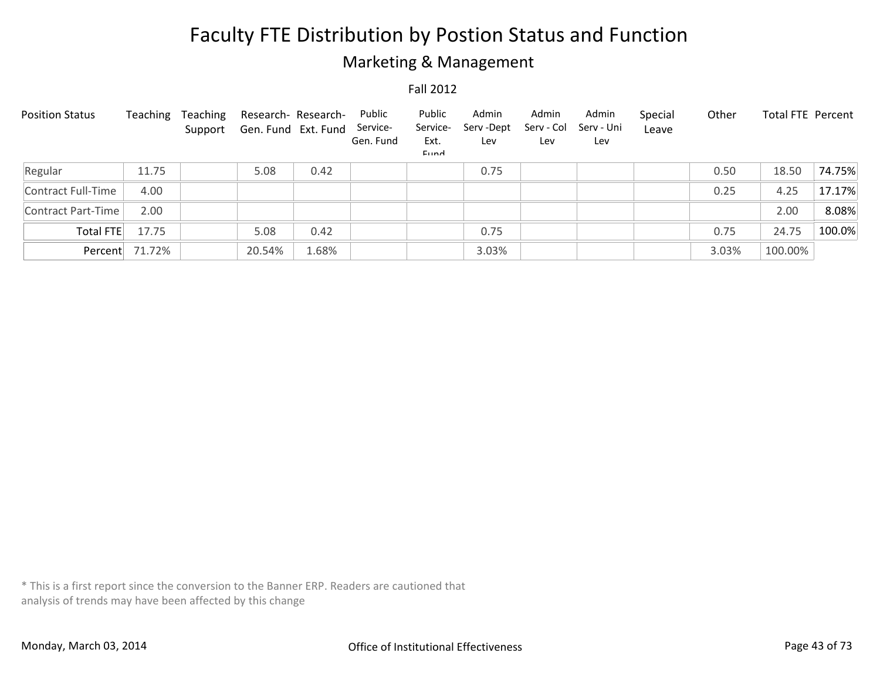# Faculty FTE Distribution by Postion Status and Function

## Marketing & Management

Fall 2012

| Position Status | Teaching | Teaching Support | Research- Gen. Fund | Research- Ext. Fund | Public Service- Gen. Fund | Public Service- Ext. Fund | Admin Serv -Dept Lev | Admin Serv - Col Lev | Admin Serv - Uni Lev | Special Leave | Other | Total FTE | Percent |
|---|---|---|---|---|---|---|---|---|---|---|---|---|---|
| Regular | 11.75 | | 5.08 | 0.42 | | | 0.75 | | | | 0.50 | 18.50 | 74.75% |
| Contract Full-Time | 4.00 | | | | | | | | | | 0.25 | 4.25 | 17.17% |
| Contract Part-Time | 2.00 | | | | | | | | | | | 2.00 | 8.08% |
| Total FTE | 17.75 | | 5.08 | 0.42 | | | 0.75 | | | | 0.75 | 24.75 | 100.0% |
| Percent | 71.72% | | 20.54% | 1.68% | | | 3.03% | | | | 3.03% | 100.00% | |

* This is a first report since the conversion to the Banner ERP. Readers are cautioned that analysis of trends may have been affected by this change

Monday, March 03, 2014 — Office of Institutional Effectiveness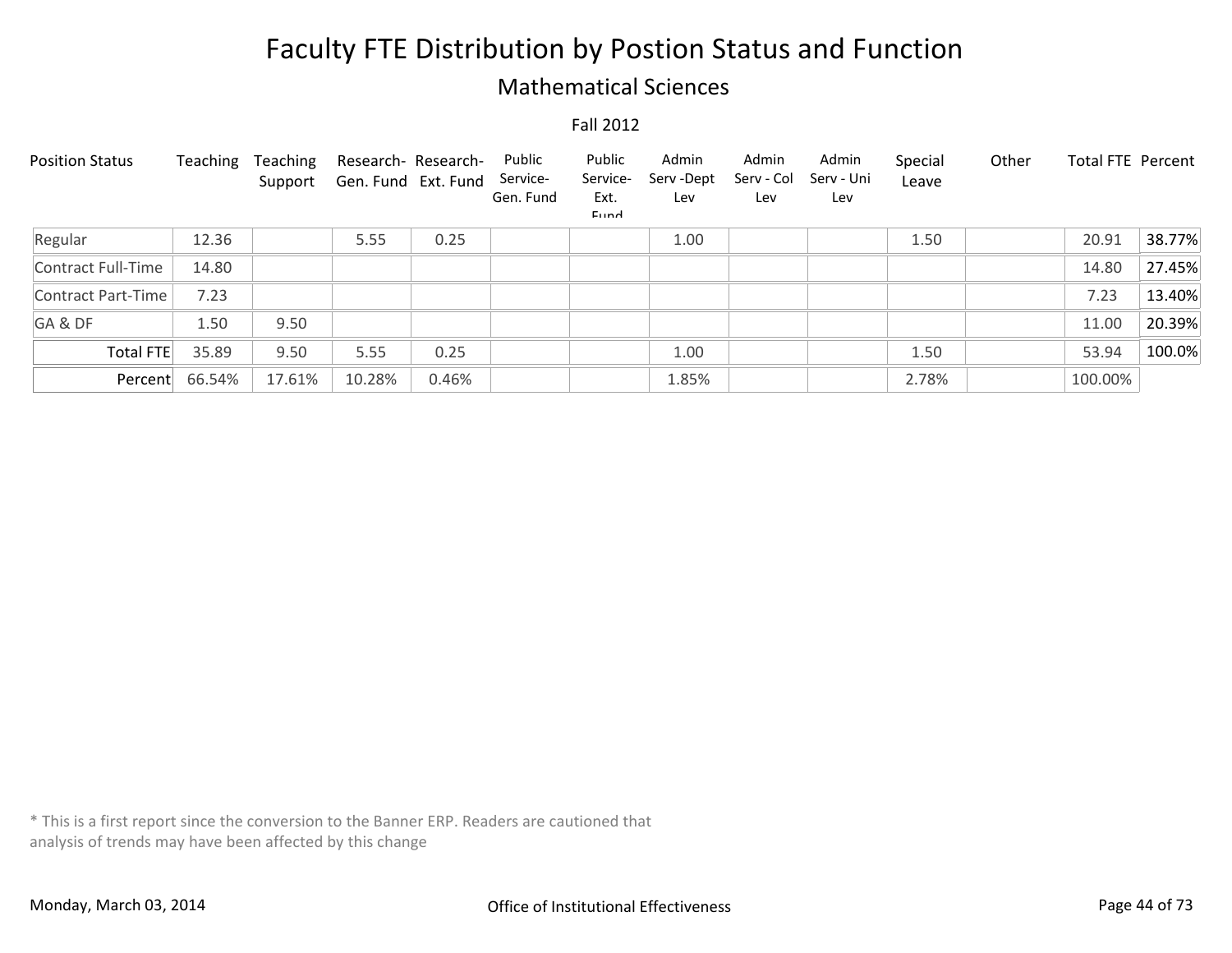# Faculty FTE Distribution by Postion Status and Function

## Mathematical Sciences

Fall 2012

| Position Status | Teaching | Teaching Support | Research- Gen. Fund | Research- Ext. Fund | Public Service- Gen. Fund | Public Service- Ext. Fund | Admin Serv -Dept Lev | Admin Serv - Col Lev | Admin Serv - Uni Lev | Special Leave | Other | Total FTE | Percent |
|---|---|---|---|---|---|---|---|---|---|---|---|---|---|
| Regular | 12.36 | | 5.55 | 0.25 | | | 1.00 | | | 1.50 | | 20.91 | 38.77% |
| Contract Full-Time | 14.80 | | | | | | | | | | | 14.80 | 27.45% |
| Contract Part-Time | 7.23 | | | | | | | | | | | 7.23 | 13.40% |
| GA & DF | 1.50 | 9.50 | | | | | | | | | | 11.00 | 20.39% |
| Total FTE | 35.89 | 9.50 | 5.55 | 0.25 | | | 1.00 | | | 1.50 | | 53.94 | 100.0% |
| Percent | 66.54% | 17.61% | 10.28% | 0.46% | | | 1.85% | | | 2.78% | | 100.00% | |

* This is a first report since the conversion to the Banner ERP. Readers are cautioned that analysis of trends may have been affected by this change

Monday, March 03, 2014

Office of Institutional Effectiveness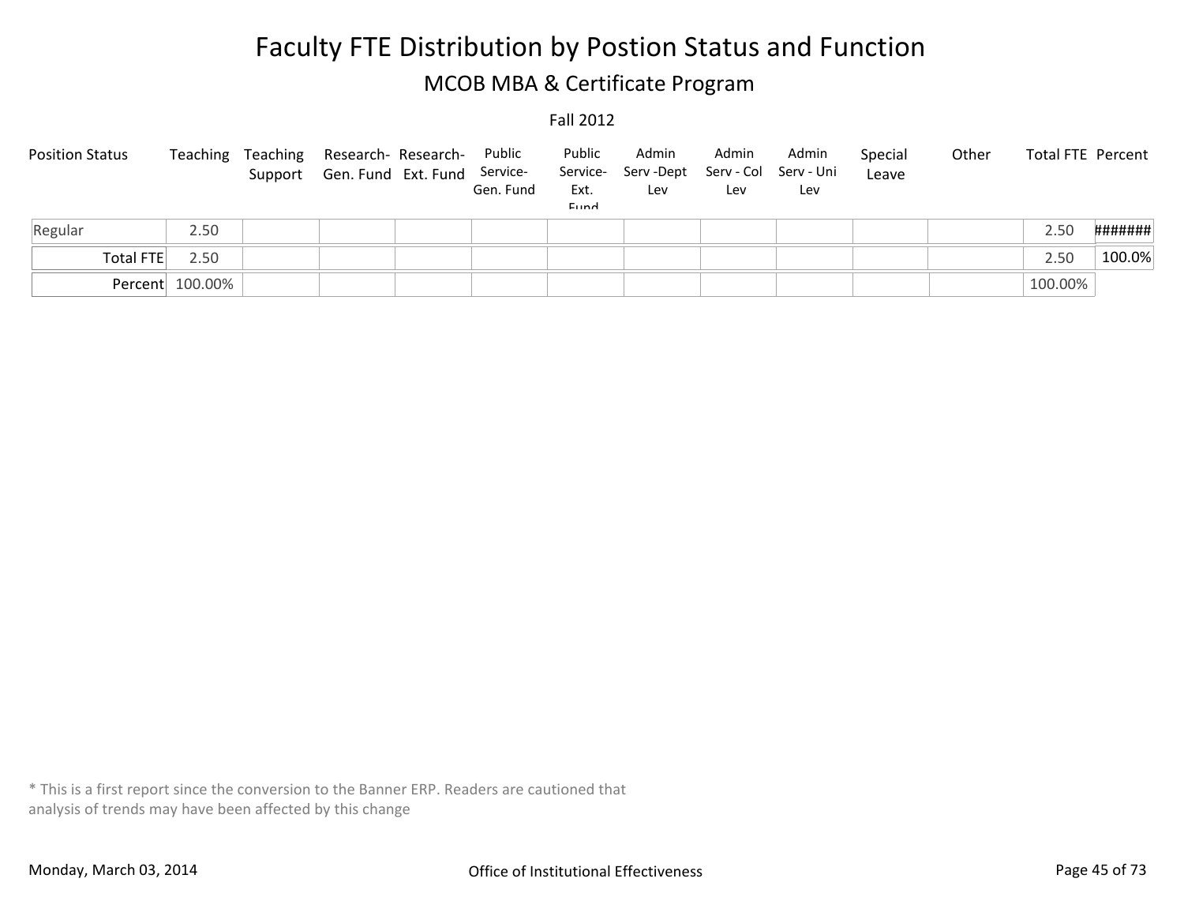# Faculty FTE Distribution by Postion Status and Function

## MCOB MBA & Certificate Program

Fall 2012

| Position Status | Teaching | Teaching Support | Research- Gen. Fund | Research- Ext. Fund | Public Service- Gen. Fund | Public Service- Ext. Fund | Admin Serv -Dept Lev | Admin Serv - Col Lev | Admin Serv - Uni Lev | Special Leave | Other | Total FTE | Percent |
|---|---|---|---|---|---|---|---|---|---|---|---|---|---|
| Regular | 2.50 | | | | | | | | | | | 2.50 | ####### |
| Total FTE | 2.50 | | | | | | | | | | | 2.50 | 100.0% |
| Percent | 100.00% | | | | | | | | | | | 100.00% | |

* This is a first report since the conversion to the Banner ERP. Readers are cautioned that analysis of trends may have been affected by this change

Monday, March 03, 2014

Office of Institutional Effectiveness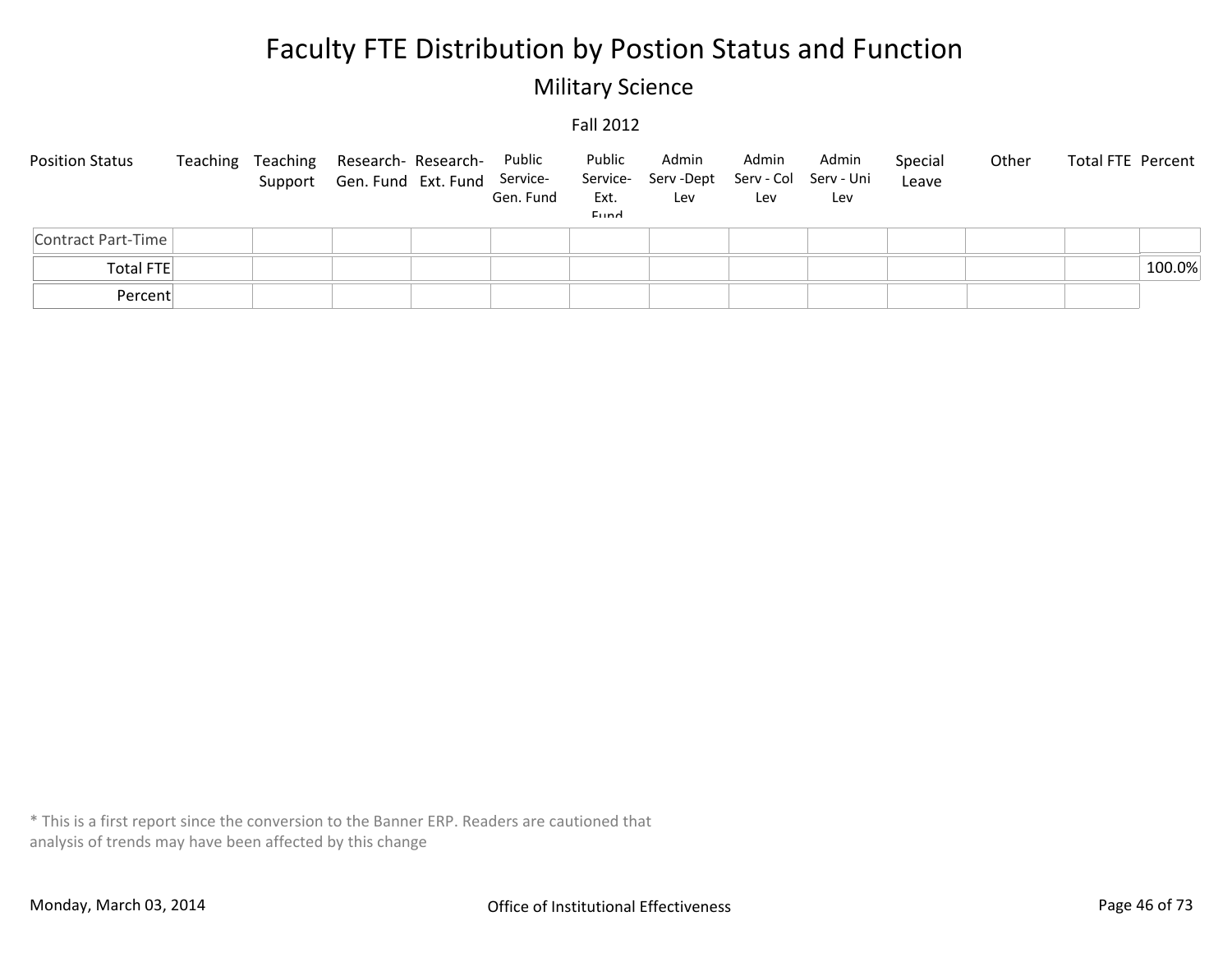# Faculty FTE Distribution by Postion Status and Function

## Military Science

### Fall 2012

| Position Status | Teaching | Teaching Support | Research-Gen. Fund | Research-Ext. Fund | Public Service-Gen. Fund | Public Service-Ext. Fund | Admin Serv -Dept Lev | Admin Serv - Col Lev | Admin Serv - Uni Lev | Special Leave | Other | Total FTE | Percent |
|---|---|---|---|---|---|---|---|---|---|---|---|---|---|
| Contract Part-Time | | | | | | | | | | | | | |
| Total FTE | | | | | | | | | | | | | 100.0% |
| Percent | | | | | | | | | | | | | |

* This is a first report since the conversion to the Banner ERP. Readers are cautioned that analysis of trends may have been affected by this change

Monday, March 03, 2014

Office of Institutional Effectiveness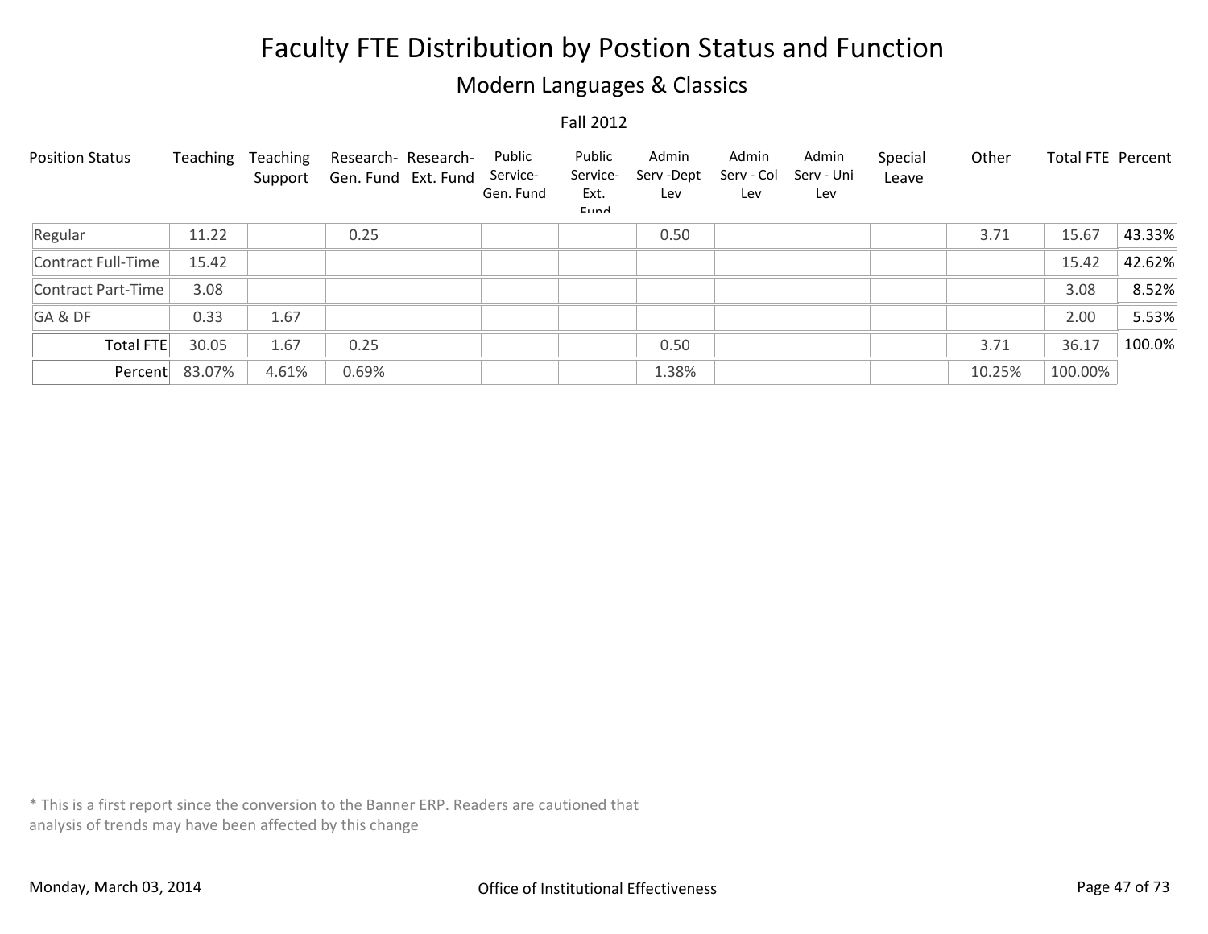# Faculty FTE Distribution by Postion Status and Function

## Modern Languages & Classics

Fall 2012

| Position Status | Teaching | Teaching Support | Research- Gen. Fund | Research- Ext. Fund | Public Service- Gen. Fund | Public Service- Ext. Fund | Admin Serv -Dept Lev | Admin Serv - Col Lev | Admin Serv - Uni Lev | Special Leave | Other | Total FTE | Percent |
|---|---|---|---|---|---|---|---|---|---|---|---|---|---|
| Regular | 11.22 | | 0.25 | | | | 0.50 | | | | 3.71 | 15.67 | 43.33% |
| Contract Full-Time | 15.42 | | | | | | | | | | | 15.42 | 42.62% |
| Contract Part-Time | 3.08 | | | | | | | | | | | 3.08 | 8.52% |
| GA & DF | 0.33 | 1.67 | | | | | | | | | | 2.00 | 5.53% |
| Total FTE | 30.05 | 1.67 | 0.25 | | | | 0.50 | | | | 3.71 | 36.17 | 100.0% |
| Percent | 83.07% | 4.61% | 0.69% | | | | 1.38% | | | | 10.25% | 100.00% | |

* This is a first report since the conversion to the Banner ERP. Readers are cautioned that analysis of trends may have been affected by this change

Monday, March 03, 2014

Office of Institutional Effectiveness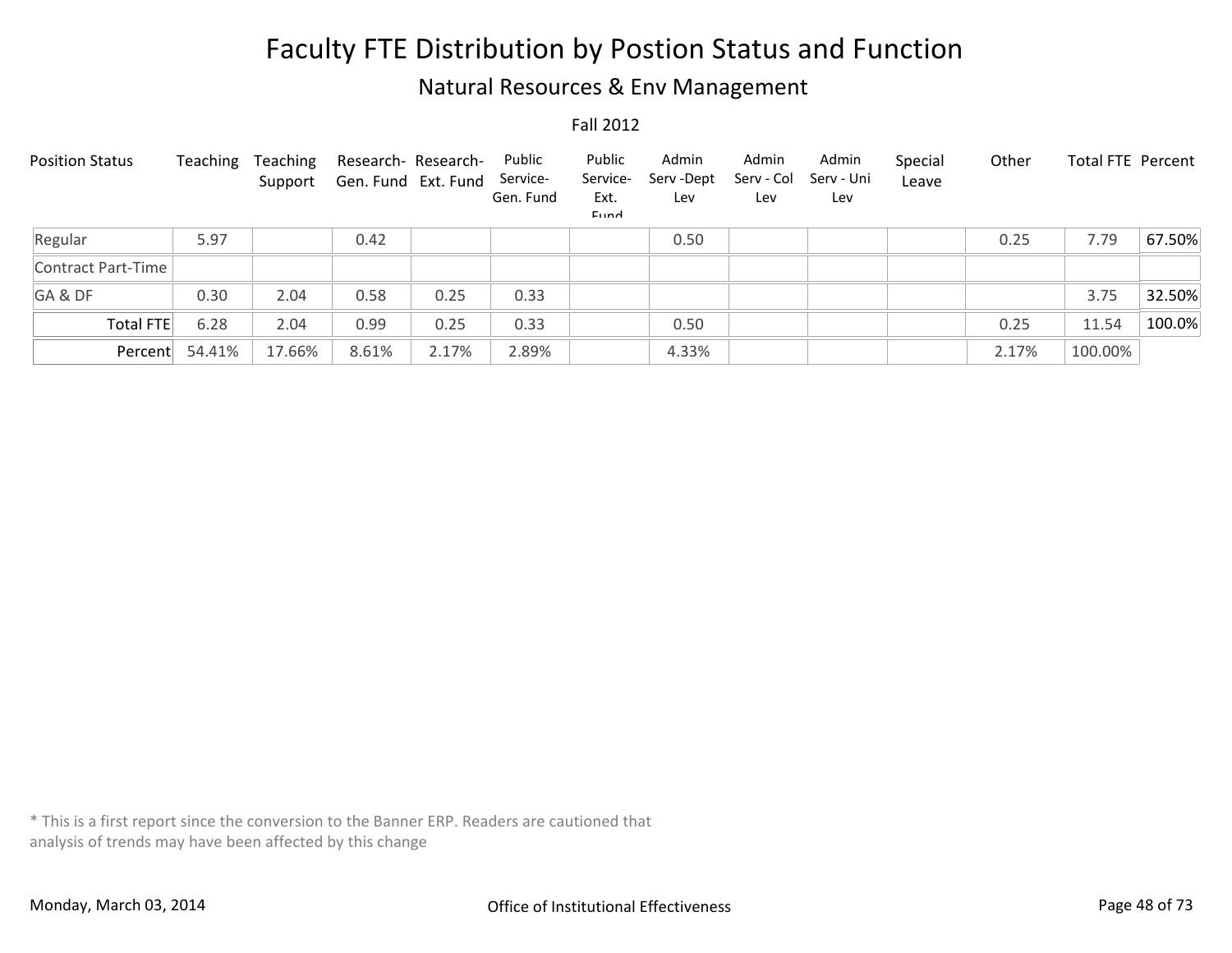# Faculty FTE Distribution by Postion Status and Function

## Natural Resources & Env Management

Fall 2012

| Position Status | Teaching | Teaching Support | Research- Gen. Fund | Research- Ext. Fund | Public Service- Gen. Fund | Public Service- Ext. Fund | Admin Serv -Dept Lev | Admin Serv - Col Lev | Admin Serv - Uni Lev | Special Leave | Other | Total FTE | Percent |
|---|---|---|---|---|---|---|---|---|---|---|---|---|---|
| Regular | 5.97 | | 0.42 | | | | 0.50 | | | | 0.25 | 7.79 | 67.50% |
| Contract Part-Time | | | | | | | | | | | | | |
| GA & DF | 0.30 | 2.04 | 0.58 | 0.25 | 0.33 | | | | | | | 3.75 | 32.50% |
| Total FTE | 6.28 | 2.04 | 0.99 | 0.25 | 0.33 | | 0.50 | | | | 0.25 | 11.54 | 100.0% |
| Percent | 54.41% | 17.66% | 8.61% | 2.17% | 2.89% | | 4.33% | | | | 2.17% | 100.00% | |

* This is a first report since the conversion to the Banner ERP. Readers are cautioned that analysis of trends may have been affected by this change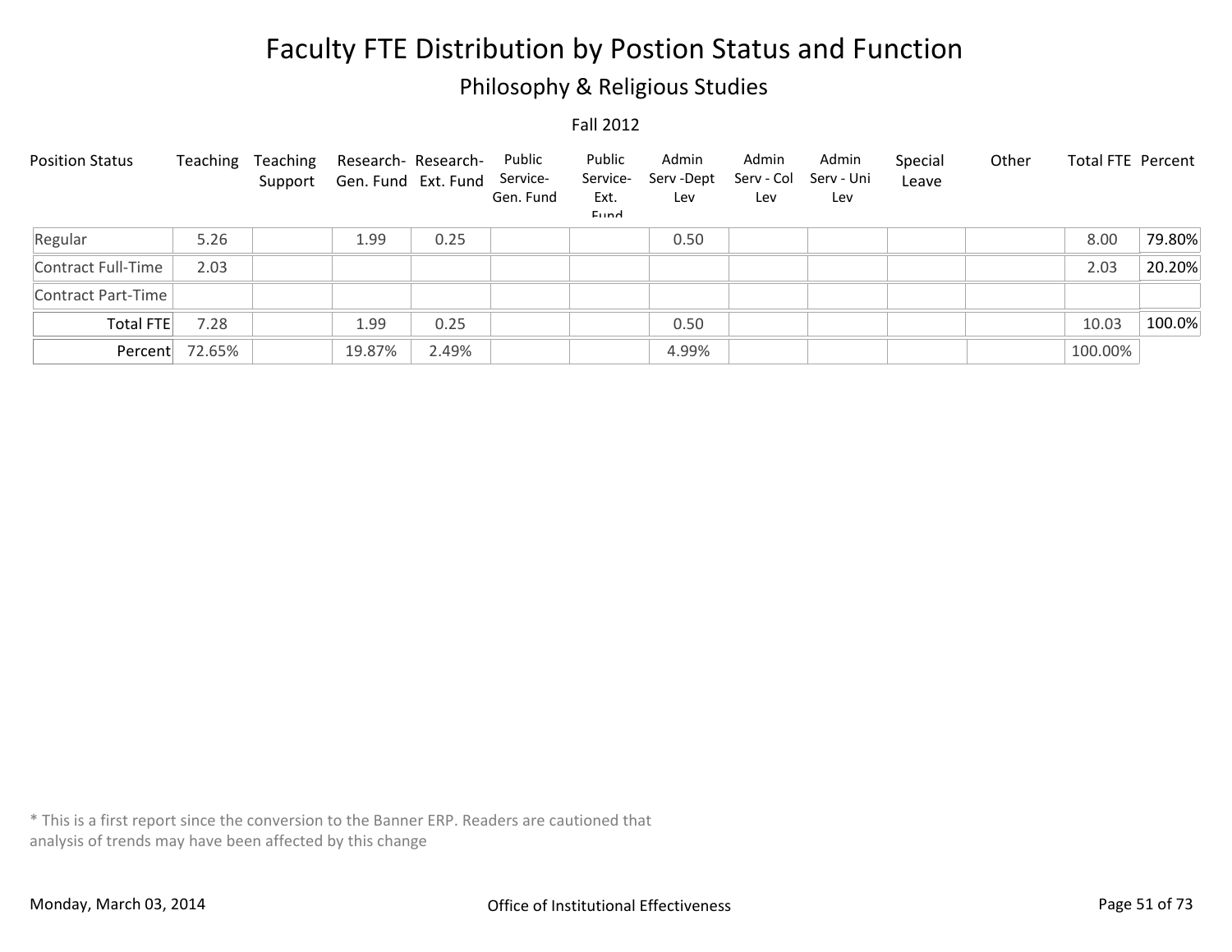# Faculty FTE Distribution by Postion Status and Function

## Philosophy & Religious Studies

Fall 2012

| Position Status | Teaching | Teaching Support | Research-Gen. Fund | Research-Ext. Fund | Public Service-Gen. Fund | Public Service-Ext. Fund | Admin Serv -Dept Lev | Admin Serv - Col Lev | Admin Serv - Uni Lev | Special Leave | Other | Total FTE | Percent |
|---|---|---|---|---|---|---|---|---|---|---|---|---|---|
| Regular | 5.26 | | 1.99 | 0.25 | | | 0.50 | | | | | 8.00 | 79.80% |
| Contract Full-Time | 2.03 | | | | | | | | | | | 2.03 | 20.20% |
| Contract Part-Time | | | | | | | | | | | | | |
| Total FTE | 7.28 | | 1.99 | 0.25 | | | 0.50 | | | | | 10.03 | 100.0% |
| Percent | 72.65% | | 19.87% | 2.49% | | | 4.99% | | | | | 100.00% | |

* This is a first report since the conversion to the Banner ERP. Readers are cautioned that analysis of trends may have been affected by this change

Monday, March 03, 2014

Office of Institutional Effectiveness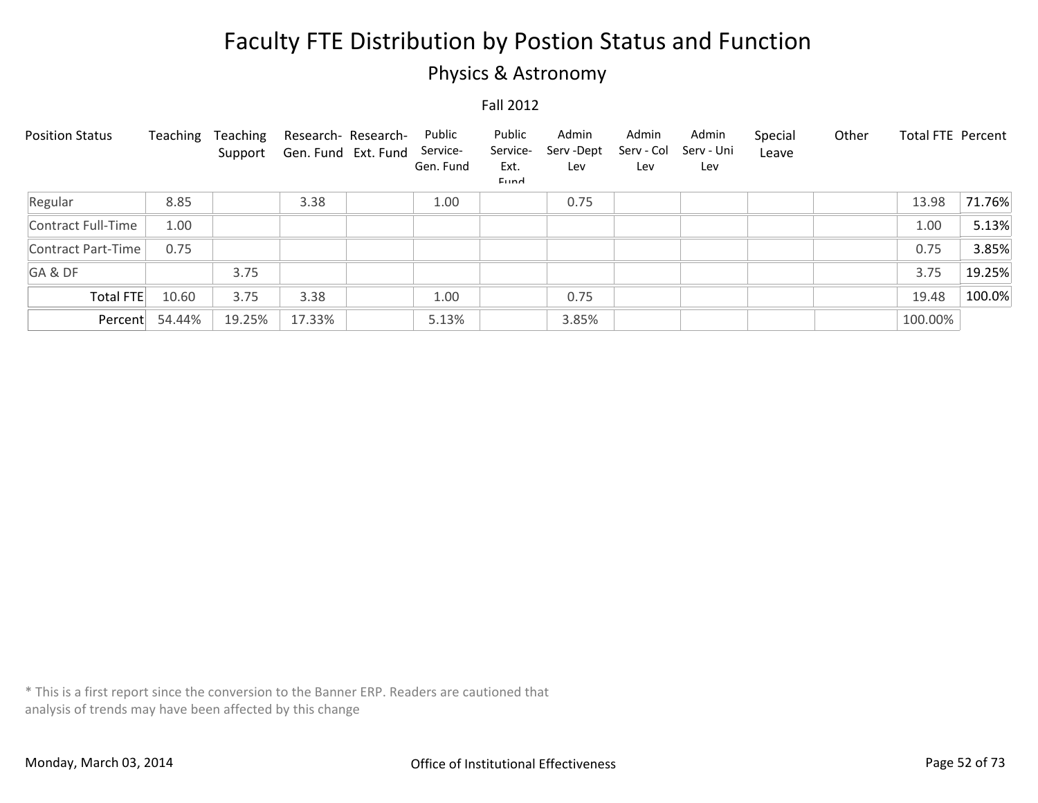# Faculty FTE Distribution by Postion Status and Function

## Physics & Astronomy

Fall 2012

| Position Status | Teaching | Teaching Support | Research- Gen. Fund | Research- Ext. Fund | Public Service- Gen. Fund | Public Service- Ext. Fund | Admin Serv -Dept Lev | Admin Serv - Col Lev | Admin Serv - Uni Lev | Special Leave | Other | Total FTE | Percent |
|---|---|---|---|---|---|---|---|---|---|---|---|---|---|
| Regular | 8.85 | | 3.38 | | 1.00 | | 0.75 | | | | | 13.98 | 71.76% |
| Contract Full-Time | 1.00 | | | | | | | | | | | 1.00 | 5.13% |
| Contract Part-Time | 0.75 | | | | | | | | | | | 0.75 | 3.85% |
| GA & DF | | 3.75 | | | | | | | | | | 3.75 | 19.25% |
| Total FTE | 10.60 | 3.75 | 3.38 | | 1.00 | | 0.75 | | | | | 19.48 | 100.0% |
| Percent | 54.44% | 19.25% | 17.33% | | 5.13% | | 3.85% | | | | | 100.00% | |

* This is a first report since the conversion to the Banner ERP. Readers are cautioned that analysis of trends may have been affected by this change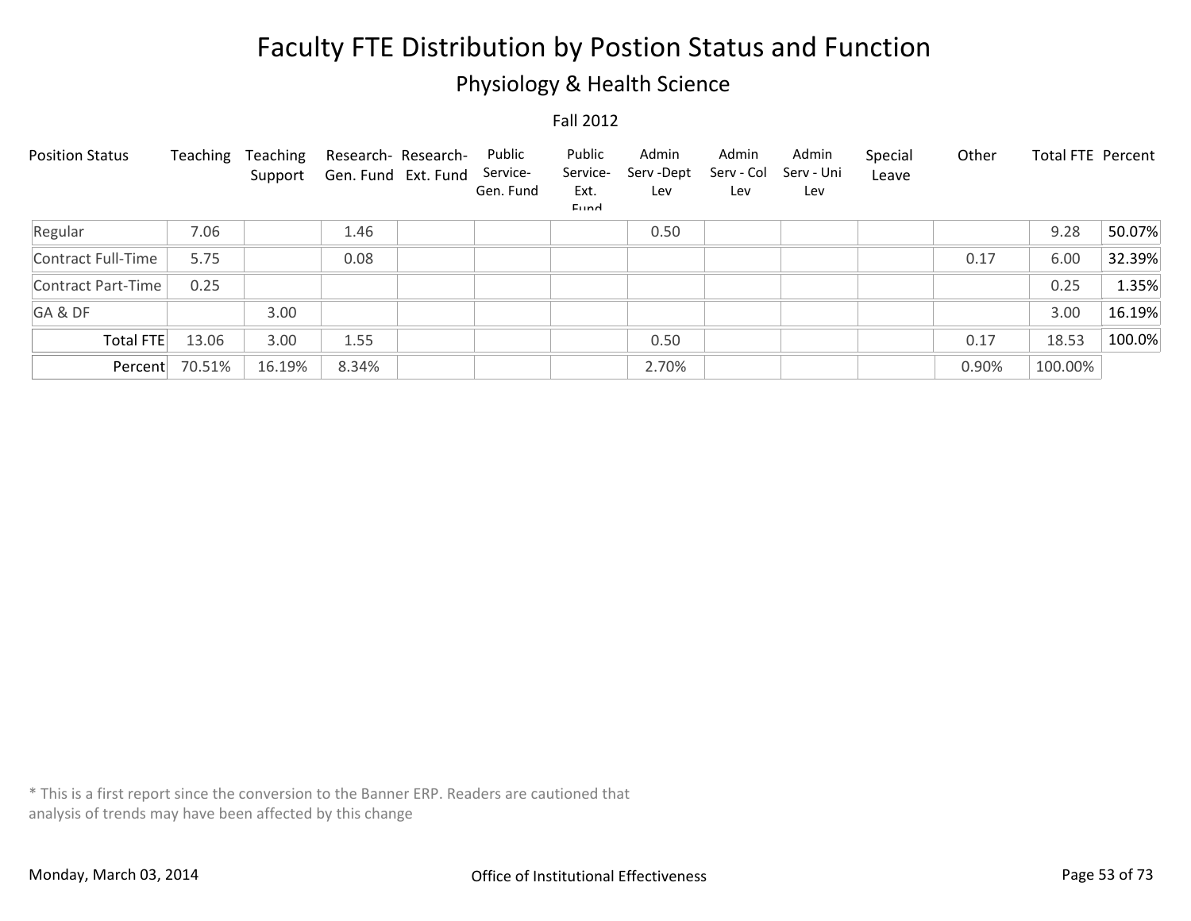# Faculty FTE Distribution by Postion Status and Function

## Physiology & Health Science

Fall 2012

| Position Status | Teaching | Teaching Support | Research-Gen. Fund | Research-Ext. Fund | Public Service-Gen. Fund | Public Service-Ext. Fund | Admin Serv -Dept Lev | Admin Serv - Col Lev | Admin Serv - Uni Lev | Special Leave | Other | Total FTE | Percent |
|---|---|---|---|---|---|---|---|---|---|---|---|---|---|
| Regular | 7.06 | | 1.46 | | | | 0.50 | | | | | 9.28 | 50.07% |
| Contract Full-Time | 5.75 | | 0.08 | | | | | | | | 0.17 | 6.00 | 32.39% |
| Contract Part-Time | 0.25 | | | | | | | | | | | 0.25 | 1.35% |
| GA & DF | | 3.00 | | | | | | | | | | 3.00 | 16.19% |
| Total FTE | 13.06 | 3.00 | 1.55 | | | | 0.50 | | | | 0.17 | 18.53 | 100.0% |
| Percent | 70.51% | 16.19% | 8.34% | | | | 2.70% | | | | 0.90% | 100.00% | |

* This is a first report since the conversion to the Banner ERP. Readers are cautioned that analysis of trends may have been affected by this change

Monday, March 03, 2014

Office of Institutional Effectiveness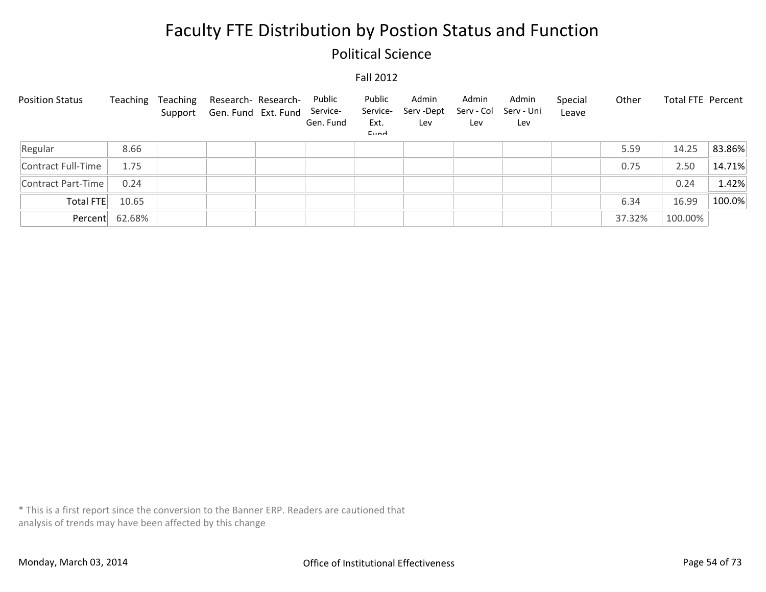# Faculty FTE Distribution by Postion Status and Function

## Political Science

Fall 2012

| Position Status | Teaching | Teaching Support | Research- Gen. Fund | Research- Ext. Fund | Public Service- Gen. Fund | Public Service- Ext. Fund | Admin Serv -Dept Lev | Admin Serv - Col Lev | Admin Serv - Uni Lev | Special Leave | Other | Total FTE | Percent |
|---|---|---|---|---|---|---|---|---|---|---|---|---|---|
| Regular | 8.66 | | | | | | | | | | 5.59 | 14.25 | 83.86% |
| Contract Full-Time | 1.75 | | | | | | | | | | 0.75 | 2.50 | 14.71% |
| Contract Part-Time | 0.24 | | | | | | | | | | | 0.24 | 1.42% |
| Total FTE | 10.65 | | | | | | | | | | 6.34 | 16.99 | 100.0% |
| Percent | 62.68% | | | | | | | | | | 37.32% | 100.00% | |

* This is a first report since the conversion to the Banner ERP. Readers are cautioned that analysis of trends may have been affected by this change

Monday, March 03, 2014

Office of Institutional Effectiveness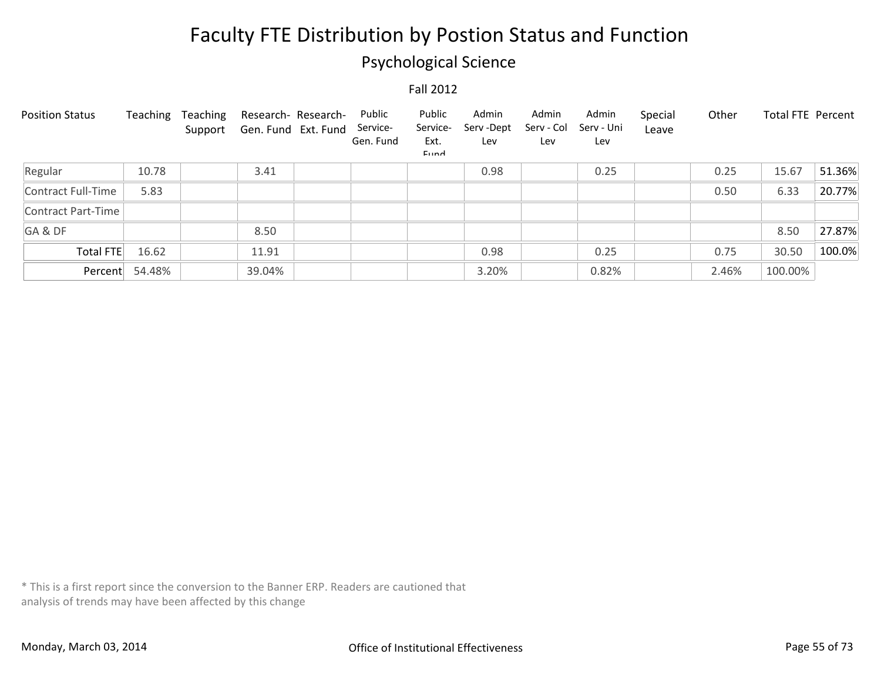# Faculty FTE Distribution by Postion Status and Function

## Psychological Science

Fall 2012

| Position Status | Teaching | Teaching Support | Research- Gen. Fund | Research- Ext. Fund | Public Service- Gen. Fund | Public Service- Ext. Fund | Admin Serv -Dept Lev | Admin Serv - Col Lev | Admin Serv - Uni Lev | Special Leave | Other | Total FTE | Percent |
|---|---|---|---|---|---|---|---|---|---|---|---|---|---|
| Regular | 10.78 | | 3.41 | | | | 0.98 | | 0.25 | | 0.25 | 15.67 | 51.36% |
| Contract Full-Time | 5.83 | | | | | | | | | | 0.50 | 6.33 | 20.77% |
| Contract Part-Time | | | | | | | | | | | | | |
| GA & DF | | | 8.50 | | | | | | | | | 8.50 | 27.87% |
| Total FTE | 16.62 | | 11.91 | | | | 0.98 | | 0.25 | | 0.75 | 30.50 | 100.0% |
| Percent | 54.48% | | 39.04% | | | | 3.20% | | 0.82% | | 2.46% | 100.00% | |

* This is a first report since the conversion to the Banner ERP. Readers are cautioned that analysis of trends may have been affected by this change

Monday, March 03, 2014

Office of Institutional Effectiveness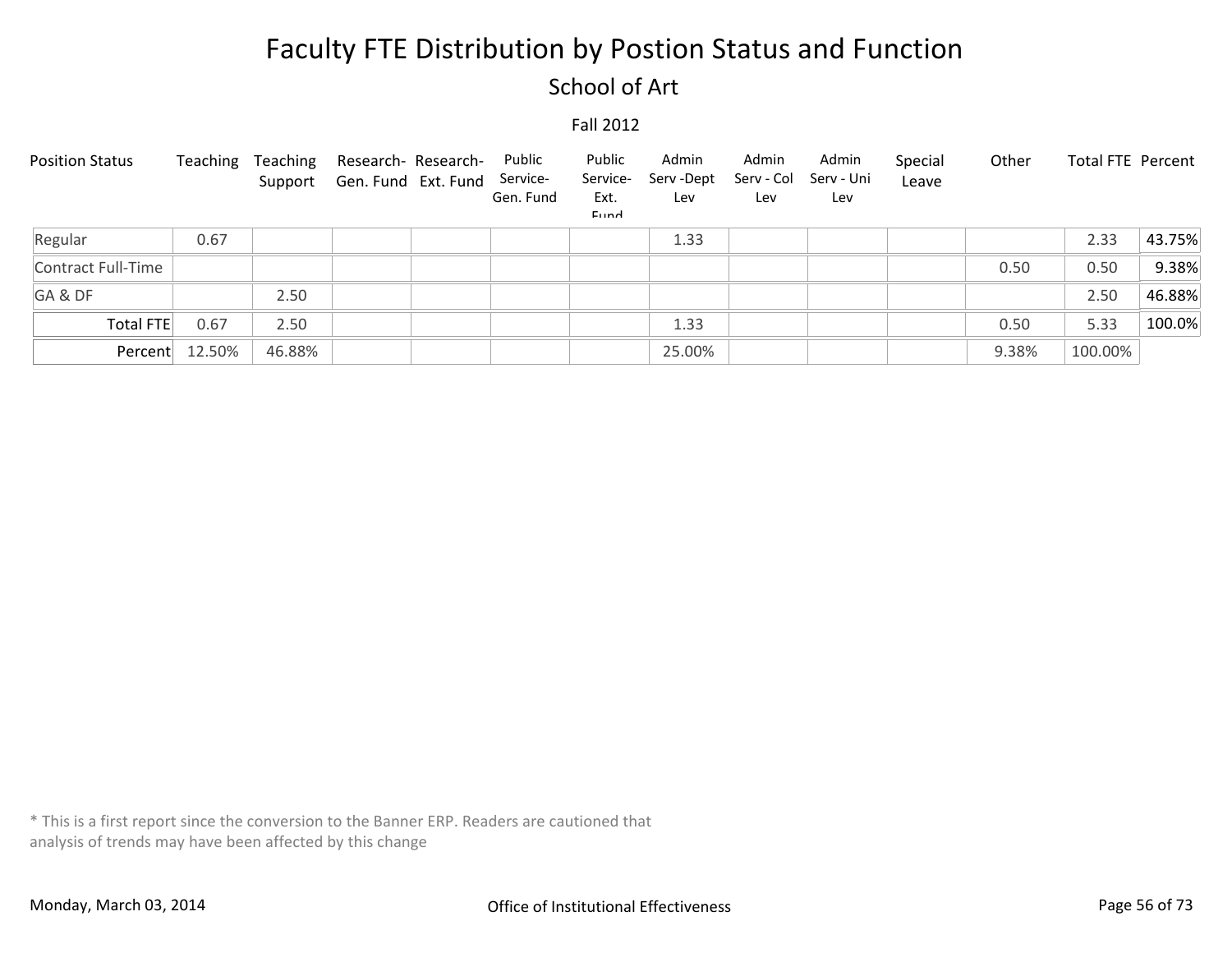# Faculty FTE Distribution by Postion Status and Function

## School of Art

### Fall 2012

| Position Status | Teaching | Teaching Support | Research- Gen. Fund | Research- Ext. Fund | Public Service- Gen. Fund | Public Service- Ext. Fund | Admin Serv -Dept Lev | Admin Serv - Col Lev | Admin Serv - Uni Lev | Special Leave | Other | Total FTE | Percent |
|---|---|---|---|---|---|---|---|---|---|---|---|---|---|
| Regular | 0.67 | | | | | | 1.33 | | | | | 2.33 | 43.75% |
| Contract Full-Time | | | | | | | | | | | 0.50 | 0.50 | 9.38% |
| GA & DF | | 2.50 | | | | | | | | | | 2.50 | 46.88% |
| Total FTE | 0.67 | 2.50 | | | | | 1.33 | | | | 0.50 | 5.33 | 100.0% |
| Percent | 12.50% | 46.88% | | | | | 25.00% | | | | 9.38% | 100.00% | |

* This is a first report since the conversion to the Banner ERP. Readers are cautioned that analysis of trends may have been affected by this change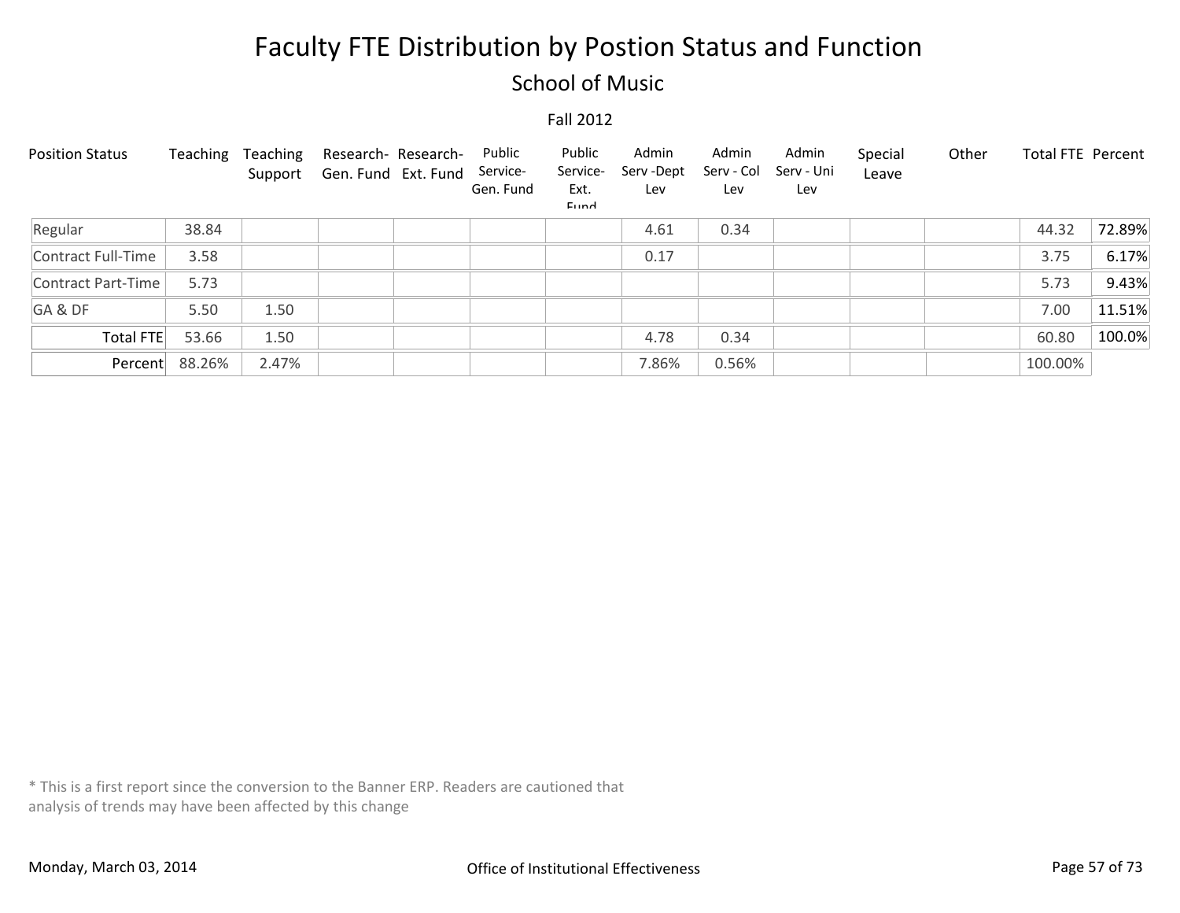# Faculty FTE Distribution by Postion Status and Function

## School of Music

Fall 2012

| Position Status | Teaching | Teaching Support | Research-Gen. Fund | Research-Ext. Fund | Public Service-Gen. Fund | Public Service-Ext. Fund | Admin Serv -Dept Lev | Admin Serv - Col Lev | Admin Serv - Uni Lev | Special Leave | Other | Total FTE | Percent |
|---|---|---|---|---|---|---|---|---|---|---|---|---|---|
| Regular | 38.84 | | | | | | 4.61 | 0.34 | | | | 44.32 | 72.89% |
| Contract Full-Time | 3.58 | | | | | | 0.17 | | | | | 3.75 | 6.17% |
| Contract Part-Time | 5.73 | | | | | | | | | | | 5.73 | 9.43% |
| GA & DF | 5.50 | 1.50 | | | | | | | | | | 7.00 | 11.51% |
| Total FTE | 53.66 | 1.50 | | | | | 4.78 | 0.34 | | | | 60.80 | 100.0% |
| Percent | 88.26% | 2.47% | | | | | 7.86% | 0.56% | | | | 100.00% | |

* This is a first report since the conversion to the Banner ERP. Readers are cautioned that analysis of trends may have been affected by this change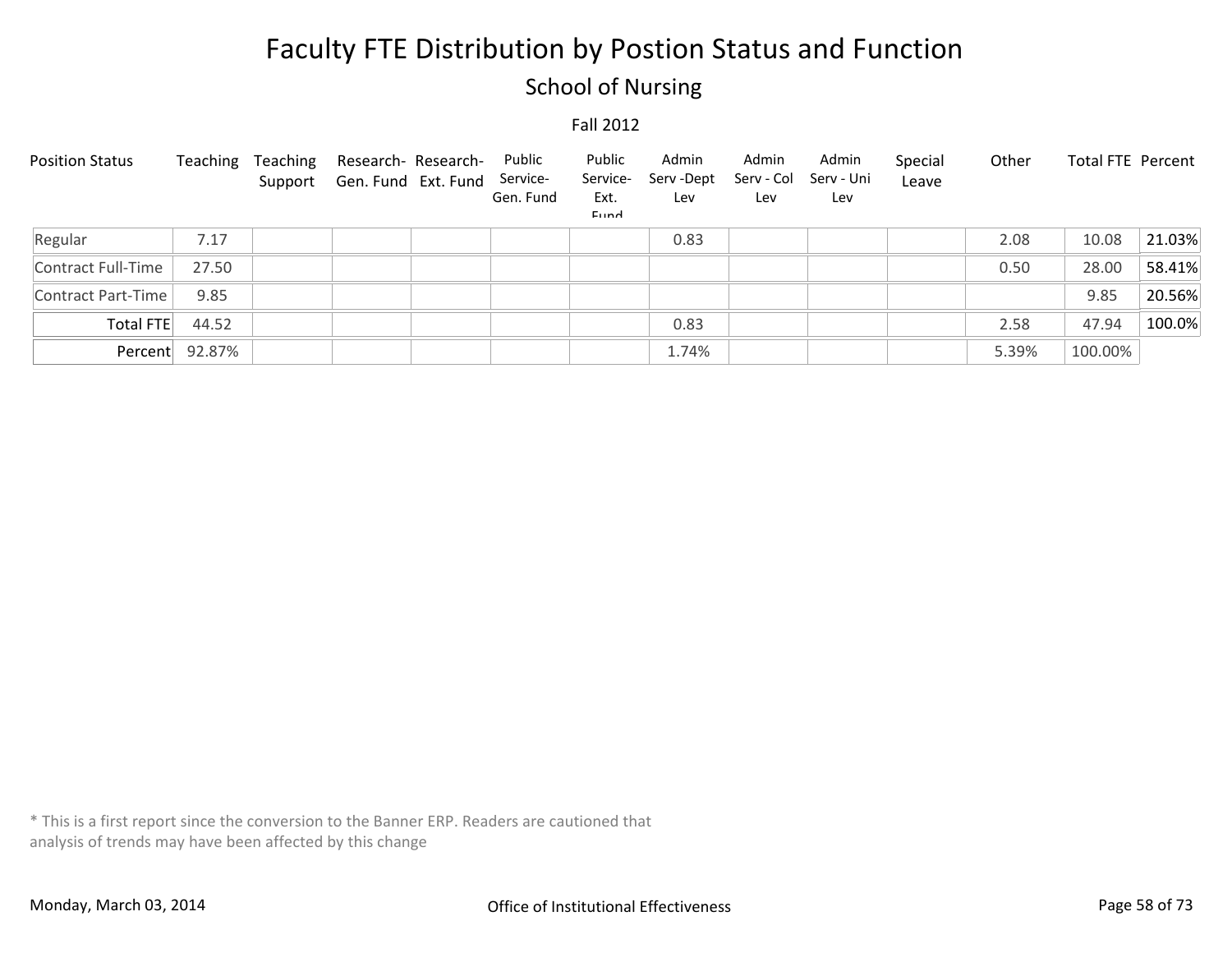# Faculty FTE Distribution by Postion Status and Function

## School of Nursing

Fall 2012

| Position Status | Teaching | Teaching Support | Research- Gen. Fund | Research- Ext. Fund | Public Service- Gen. Fund | Public Service- Ext. Fund | Admin Serv -Dept Lev | Admin Serv - Col Lev | Admin Serv - Uni Lev | Special Leave | Other | Total FTE | Percent |
|---|---|---|---|---|---|---|---|---|---|---|---|---|---|
| Regular | 7.17 | | | | | | 0.83 | | | | 2.08 | 10.08 | 21.03% |
| Contract Full-Time | 27.50 | | | | | | | | | | 0.50 | 28.00 | 58.41% |
| Contract Part-Time | 9.85 | | | | | | | | | | | 9.85 | 20.56% |
| Total FTE | 44.52 | | | | | | 0.83 | | | | 2.58 | 47.94 | 100.0% |
| Percent | 92.87% | | | | | | 1.74% | | | | 5.39% | 100.00% | |

* This is a first report since the conversion to the Banner ERP. Readers are cautioned that analysis of trends may have been affected by this change

Monday, March 03, 2014

Office of Institutional Effectiveness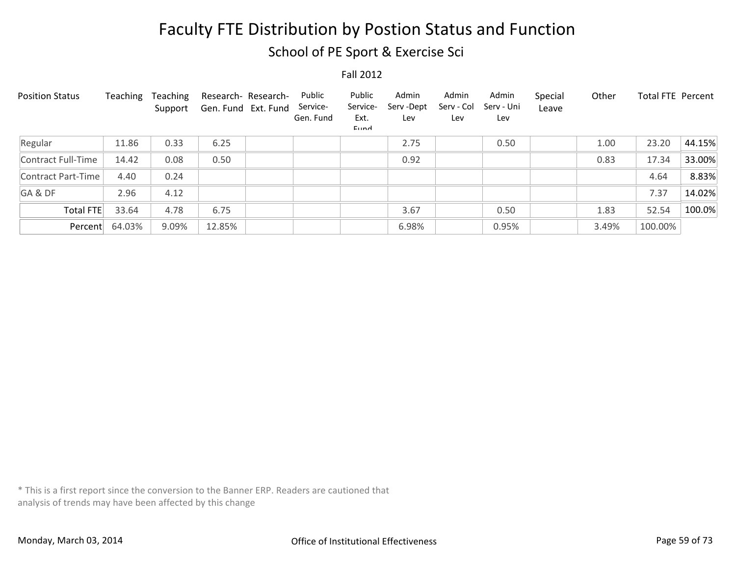# Faculty FTE Distribution by Postion Status and Function

## School of PE Sport & Exercise Sci

Fall 2012

| Position Status | Teaching | Teaching Support | Research- Gen. Fund | Research- Ext. Fund | Public Service- Gen. Fund | Public Service- Ext. Fund | Admin Serv -Dept Lev | Admin Serv - Col Lev | Admin Serv - Uni Lev | Special Leave | Other | Total FTE | Percent |
|---|---|---|---|---|---|---|---|---|---|---|---|---|---|
| Regular | 11.86 | 0.33 | 6.25 | | | | 2.75 | | 0.50 | | 1.00 | 23.20 | 44.15% |
| Contract Full-Time | 14.42 | 0.08 | 0.50 | | | | 0.92 | | | | 0.83 | 17.34 | 33.00% |
| Contract Part-Time | 4.40 | 0.24 | | | | | | | | | | 4.64 | 8.83% |
| GA & DF | 2.96 | 4.12 | | | | | | | | | | 7.37 | 14.02% |
| Total FTE | 33.64 | 4.78 | 6.75 | | | | 3.67 | | 0.50 | | 1.83 | 52.54 | 100.0% |
| Percent | 64.03% | 9.09% | 12.85% | | | | 6.98% | | 0.95% | | 3.49% | 100.00% | |

* This is a first report since the conversion to the Banner ERP. Readers are cautioned that analysis of trends may have been affected by this change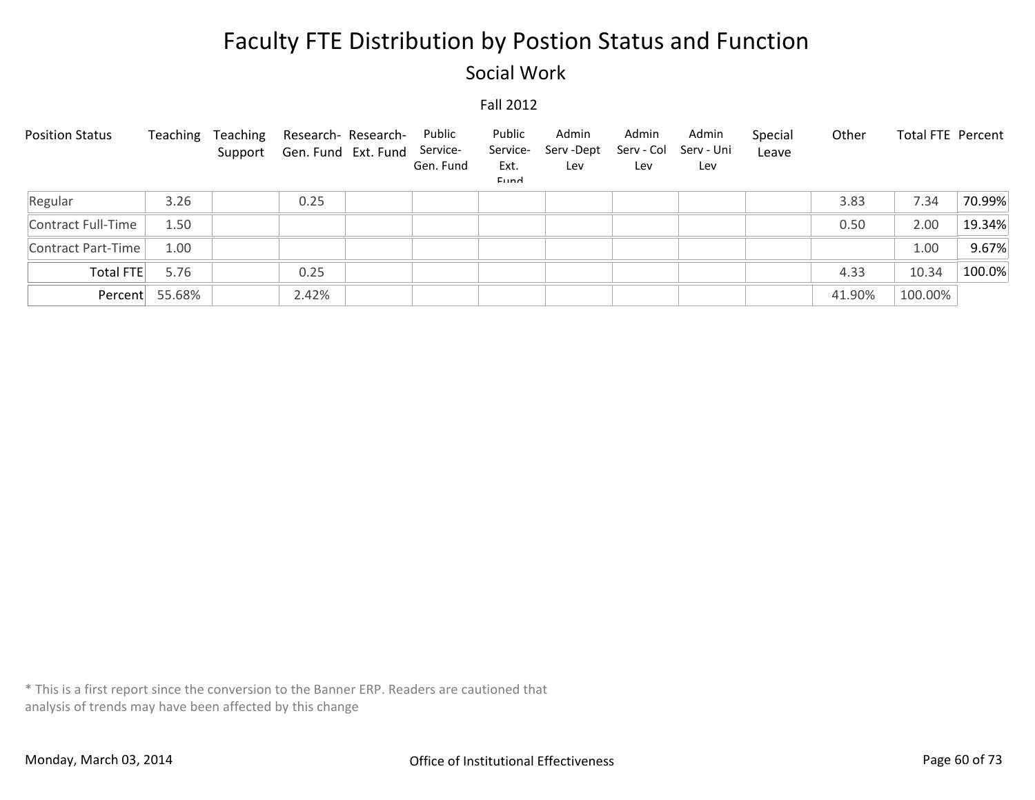# Faculty FTE Distribution by Postion Status and Function

## Social Work

Fall 2012

| Position Status | Teaching | Teaching Support | Research-Gen. Fund | Research-Ext. Fund | Public Service-Gen. Fund | Public Service-Ext. Fund | Admin Serv -Dept Lev | Admin Serv - Col Lev | Admin Serv - Uni Lev | Special Leave | Other | Total FTE | Percent |
|---|---|---|---|---|---|---|---|---|---|---|---|---|---|
| Regular | 3.26 | | 0.25 | | | | | | | | 3.83 | 7.34 | 70.99% |
| Contract Full-Time | 1.50 | | | | | | | | | | 0.50 | 2.00 | 19.34% |
| Contract Part-Time | 1.00 | | | | | | | | | | | 1.00 | 9.67% |
| Total FTE | 5.76 | | 0.25 | | | | | | | | 4.33 | 10.34 | 100.0% |
| Percent | 55.68% | | 2.42% | | | | | | | | 41.90% | 100.00% | |

* This is a first report since the conversion to the Banner ERP. Readers are cautioned that analysis of trends may have been affected by this change

Monday, March 03, 2014

Office of Institutional Effectiveness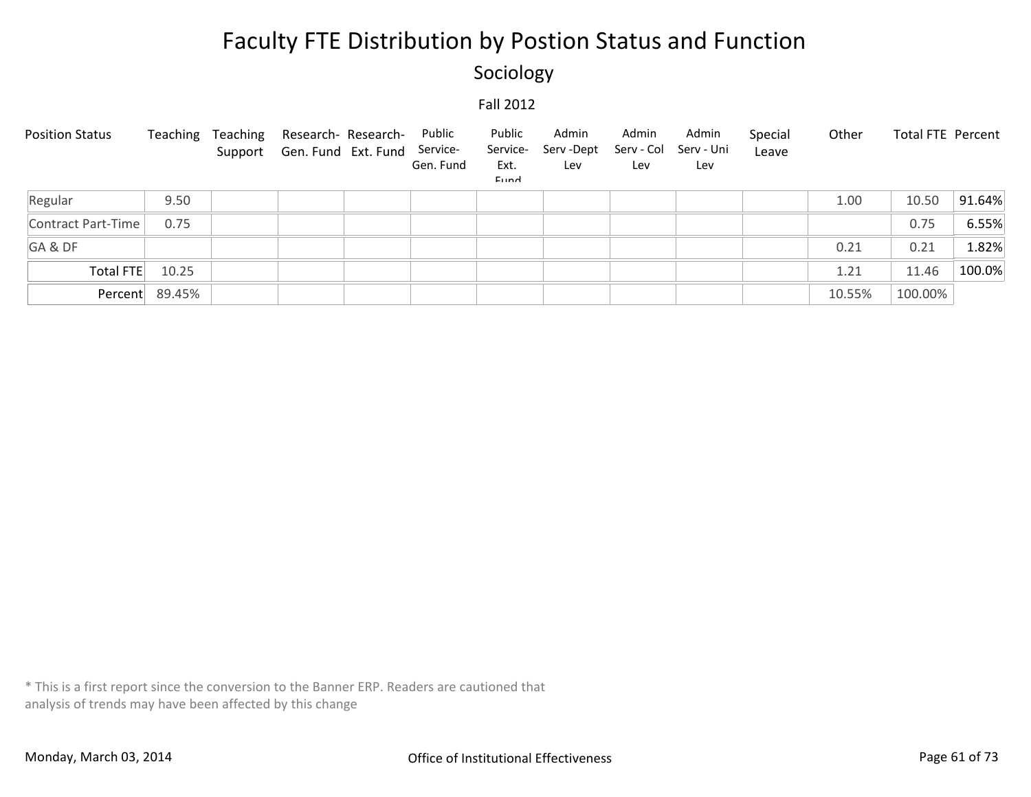# Faculty FTE Distribution by Postion Status and Function

## Sociology

Fall 2012

| Position Status | Teaching | Teaching Support | Research-Gen. Fund | Research-Ext. Fund | Public Service-Gen. Fund | Public Service-Ext. Fund | Admin Serv -Dept Lev | Admin Serv - Col Lev | Admin Serv - Uni Lev | Special Leave | Other | Total FTE | Percent |
|---|---|---|---|---|---|---|---|---|---|---|---|---|---|
| Regular | 9.50 | | | | | | | | | | 1.00 | 10.50 | 91.64% |
| Contract Part-Time | 0.75 | | | | | | | | | | | 0.75 | 6.55% |
| GA & DF | | | | | | | | | | | 0.21 | 0.21 | 1.82% |
| Total FTE | 10.25 | | | | | | | | | | 1.21 | 11.46 | 100.0% |
| Percent | 89.45% | | | | | | | | | | 10.55% | 100.00% | |

* This is a first report since the conversion to the Banner ERP. Readers are cautioned that analysis of trends may have been affected by this change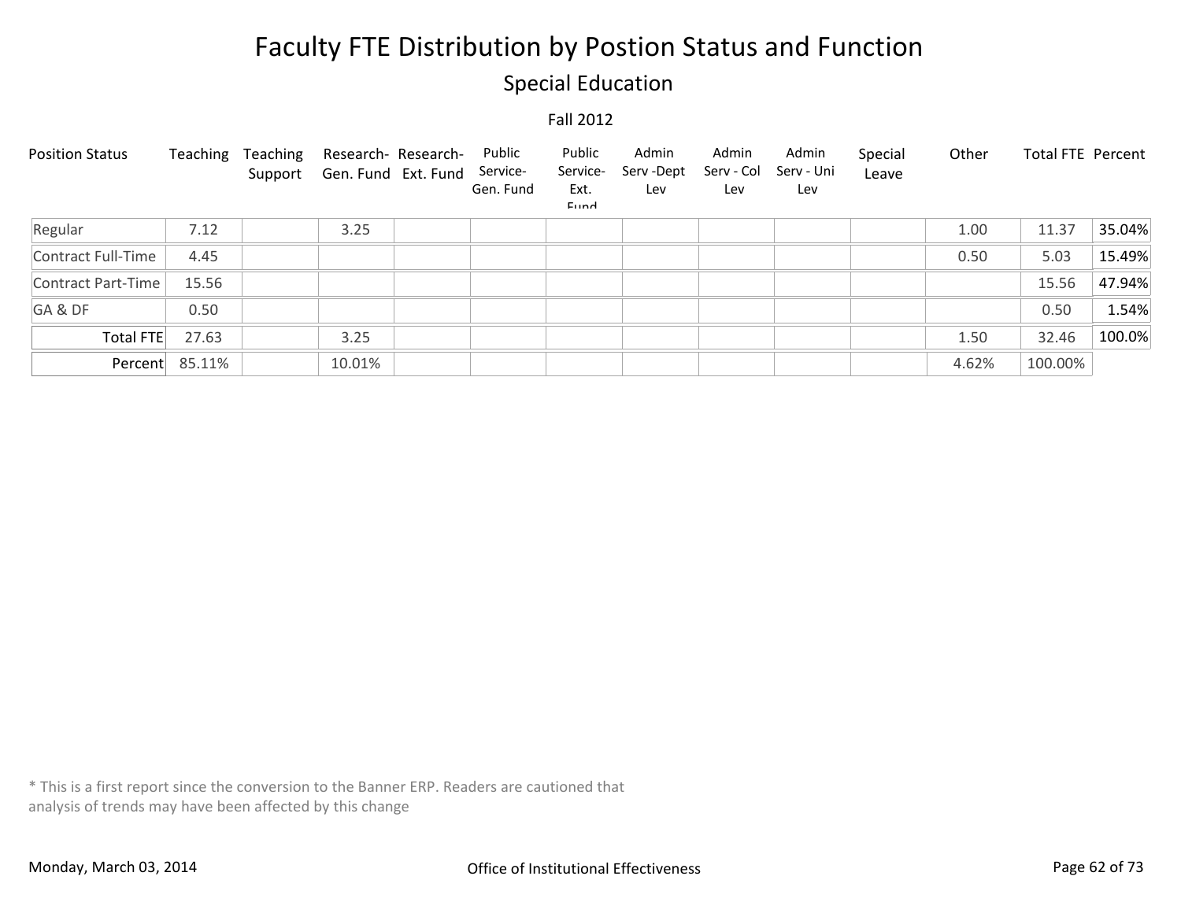# Faculty FTE Distribution by Postion Status and Function

## Special Education

Fall 2012

| Position Status | Teaching | Teaching Support | Research-Gen. Fund | Research-Ext. Fund | Public Service-Gen. Fund | Public Service-Ext. Fund | Admin Serv -Dept Lev | Admin Serv - Col Lev | Admin Serv - Uni Lev | Special Leave | Other | Total FTE | Percent |
|---|---|---|---|---|---|---|---|---|---|---|---|---|---|
| Regular | 7.12 | | 3.25 | | | | | | | | 1.00 | 11.37 | 35.04% |
| Contract Full-Time | 4.45 | | | | | | | | | | 0.50 | 5.03 | 15.49% |
| Contract Part-Time | 15.56 | | | | | | | | | | | 15.56 | 47.94% |
| GA & DF | 0.50 | | | | | | | | | | | 0.50 | 1.54% |
| Total FTE | 27.63 | | 3.25 | | | | | | | | 1.50 | 32.46 | 100.0% |
| Percent | 85.11% | | 10.01% | | | | | | | | 4.62% | 100.00% | |

* This is a first report since the conversion to the Banner ERP. Readers are cautioned that analysis of trends may have been affected by this change

Monday, March 03, 2014

Office of Institutional Effectiveness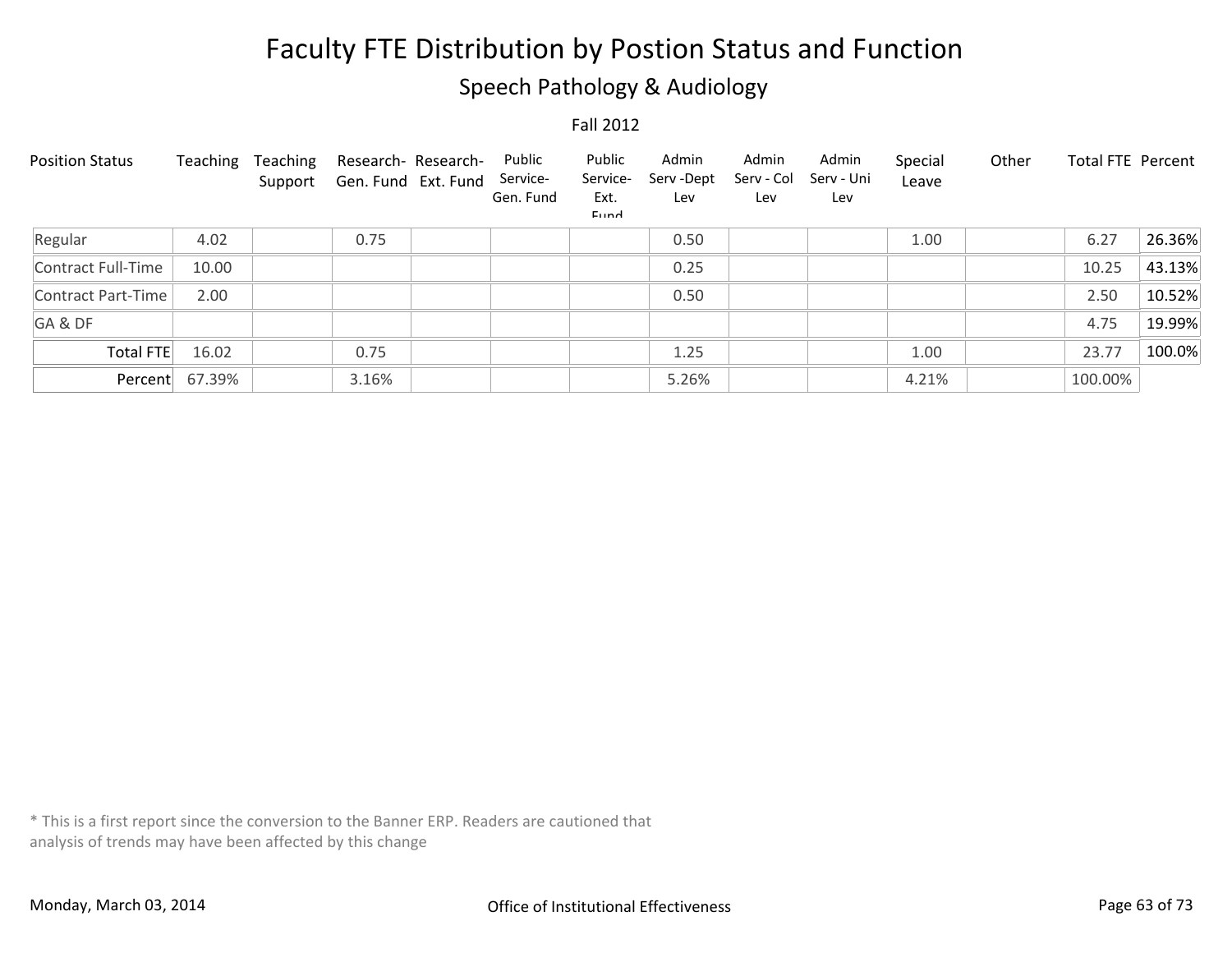# Faculty FTE Distribution by Postion Status and Function

## Speech Pathology & Audiology

Fall 2012

| Position Status | Teaching | Teaching Support | Research- Gen. Fund | Research- Ext. Fund | Public Service- Gen. Fund | Public Service- Ext. Fund | Admin Serv -Dept Lev | Admin Serv - Col Lev | Admin Serv - Uni Lev | Special Leave | Other | Total FTE | Percent |
|---|---|---|---|---|---|---|---|---|---|---|---|---|---|
| Regular | 4.02 | | 0.75 | | | | 0.50 | | | 1.00 | | 6.27 | 26.36% |
| Contract Full-Time | 10.00 | | | | | | 0.25 | | | | | 10.25 | 43.13% |
| Contract Part-Time | 2.00 | | | | | | 0.50 | | | | | 2.50 | 10.52% |
| GA & DF | | | | | | | | | | | | 4.75 | 19.99% |
| Total FTE | 16.02 | | 0.75 | | | | 1.25 | | | 1.00 | | 23.77 | 100.0% |
| Percent | 67.39% | | 3.16% | | | | 5.26% | | | 4.21% | | 100.00% | |

* This is a first report since the conversion to the Banner ERP. Readers are cautioned that analysis of trends may have been affected by this change

Monday, March 03, 2014

Office of Institutional Effectiveness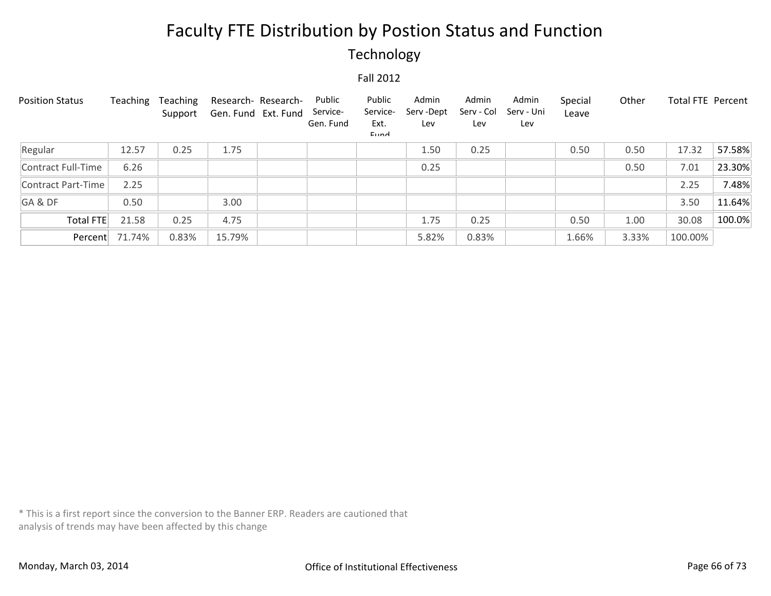# Faculty FTE Distribution by Postion Status and Function

## Technology

### Fall 2012

| Position Status | Teaching | Teaching Support | Research-Gen. Fund | Research-Ext. Fund | Public Service-Gen. Fund | Public Service-Ext. Fund | Admin Serv -Dept Lev | Admin Serv - Col Lev | Admin Serv - Uni Lev | Special Leave | Other | Total FTE | Percent |
|---|---|---|---|---|---|---|---|---|---|---|---|---|---|
| Regular | 12.57 | 0.25 | 1.75 | | | | 1.50 | 0.25 | | 0.50 | 0.50 | 17.32 | 57.58% |
| Contract Full-Time | 6.26 | | | | | | 0.25 | | | | 0.50 | 7.01 | 23.30% |
| Contract Part-Time | 2.25 | | | | | | | | | | | 2.25 | 7.48% |
| GA & DF | 0.50 | | 3.00 | | | | | | | | | 3.50 | 11.64% |
| Total FTE | 21.58 | 0.25 | 4.75 | | | | 1.75 | 0.25 | | 0.50 | 1.00 | 30.08 | 100.0% |
| Percent | 71.74% | 0.83% | 15.79% | | | | 5.82% | 0.83% | | 1.66% | 3.33% | 100.00% | |

* This is a first report since the conversion to the Banner ERP. Readers are cautioned that analysis of trends may have been affected by this change

Monday, March 03, 2014

Office of Institutional Effectiveness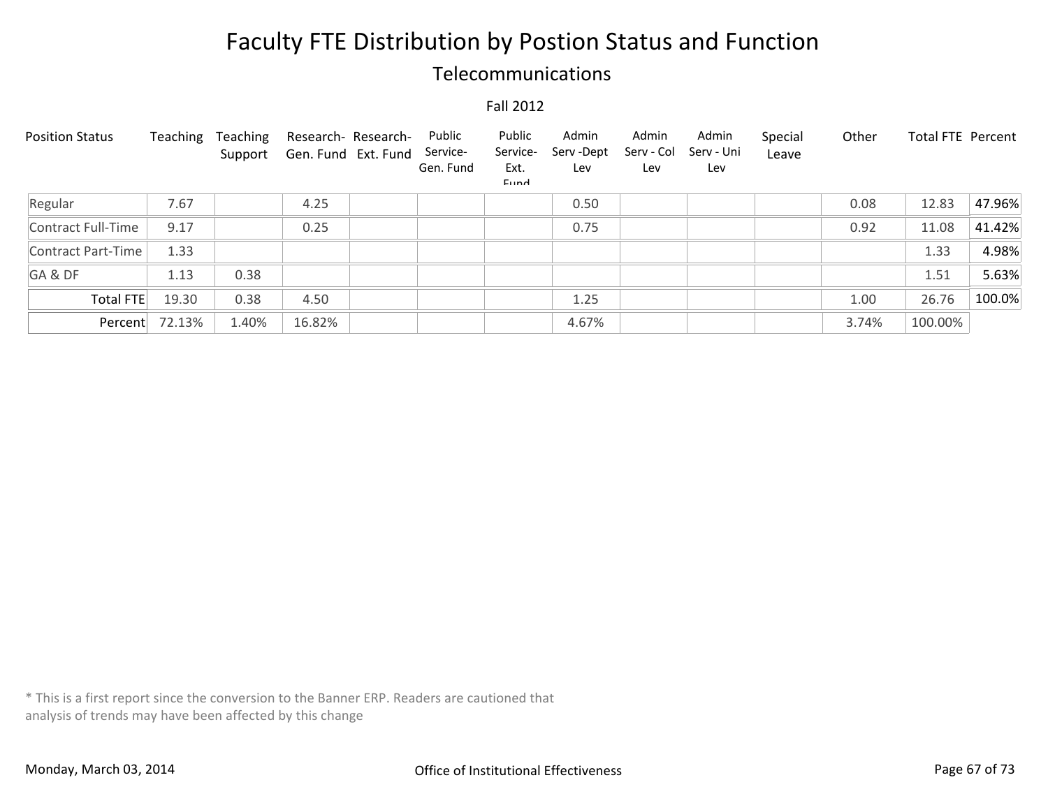# Faculty FTE Distribution by Postion Status and Function

## Telecommunications

Fall 2012

| Position Status | Teaching | Teaching Support | Research- Gen. Fund | Research- Ext. Fund | Public Service- Gen. Fund | Public Service- Ext. Fund | Admin Serv -Dept Lev | Admin Serv - Col Lev | Admin Serv - Uni Lev | Special Leave | Other | Total FTE | Percent |
|---|---|---|---|---|---|---|---|---|---|---|---|---|---|
| Regular | 7.67 | | 4.25 | | | | 0.50 | | | | 0.08 | 12.83 | 47.96% |
| Contract Full-Time | 9.17 | | 0.25 | | | | 0.75 | | | | 0.92 | 11.08 | 41.42% |
| Contract Part-Time | 1.33 | | | | | | | | | | | 1.33 | 4.98% |
| GA & DF | 1.13 | 0.38 | | | | | | | | | | 1.51 | 5.63% |
| Total FTE | 19.30 | 0.38 | 4.50 | | | | 1.25 | | | | 1.00 | 26.76 | 100.0% |
| Percent | 72.13% | 1.40% | 16.82% | | | | 4.67% | | | | 3.74% | 100.00% | |

* This is a first report since the conversion to the Banner ERP. Readers are cautioned that analysis of trends may have been affected by this change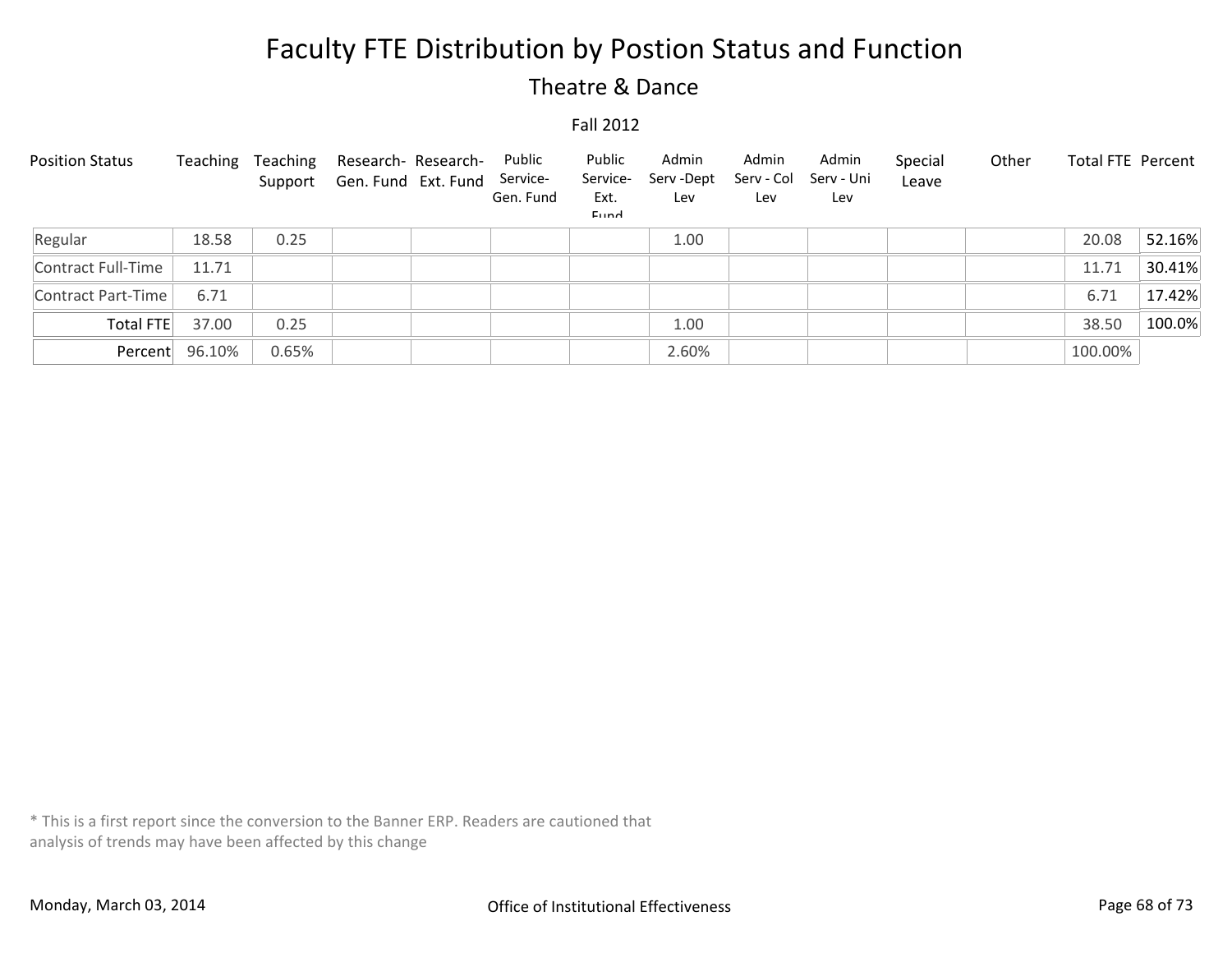# Faculty FTE Distribution by Postion Status and Function

## Theatre & Dance

Fall 2012

| Position Status | Teaching | Teaching Support | Research-Gen. Fund | Research-Ext. Fund | Public Service-Gen. Fund | Public Service-Ext. Fund | Admin Serv -Dept Lev | Admin Serv - Col Lev | Admin Serv - Uni Lev | Special Leave | Other | Total FTE | Percent |
|---|---|---|---|---|---|---|---|---|---|---|---|---|---|
| Regular | 18.58 | 0.25 | | | | | 1.00 | | | | | 20.08 | 52.16% |
| Contract Full-Time | 11.71 | | | | | | | | | | | 11.71 | 30.41% |
| Contract Part-Time | 6.71 | | | | | | | | | | | 6.71 | 17.42% |
| Total FTE | 37.00 | 0.25 | | | | | 1.00 | | | | | 38.50 | 100.0% |
| Percent | 96.10% | 0.65% | | | | | 2.60% | | | | | 100.00% | |

* This is a first report since the conversion to the Banner ERP. Readers are cautioned that analysis of trends may have been affected by this change

Monday, March 03, 2014

Office of Institutional Effectiveness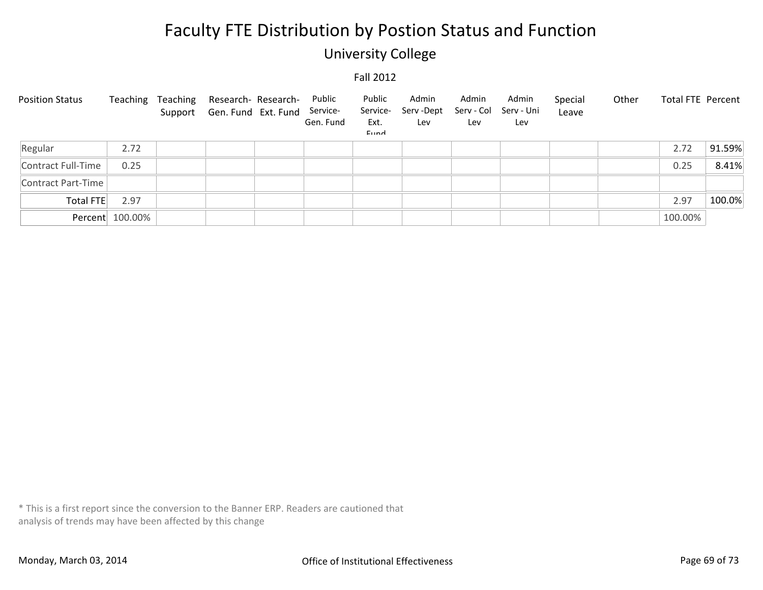# Faculty FTE Distribution by Postion Status and Function

## University College

Fall 2012

| Position Status | Teaching | Teaching Support | Research-Gen. Fund | Research-Ext. Fund | Public Service-Gen. Fund | Public Service-Ext. Fund | Admin Serv -Dept Lev | Admin Serv - Col Lev | Admin Serv - Uni Lev | Special Leave | Other | Total FTE | Percent |
|---|---|---|---|---|---|---|---|---|---|---|---|---|---|
| Regular | 2.72 | | | | | | | | | | | 2.72 | 91.59% |
| Contract Full-Time | 0.25 | | | | | | | | | | | 0.25 | 8.41% |
| Contract Part-Time | | | | | | | | | | | | | |
| Total FTE | 2.97 | | | | | | | | | | | 2.97 | 100.0% |
| Percent | 100.00% | | | | | | | | | | | 100.00% | |

* This is a first report since the conversion to the Banner ERP. Readers are cautioned that analysis of trends may have been affected by this change

Monday, March 03, 2014 — Office of Institutional Effectiveness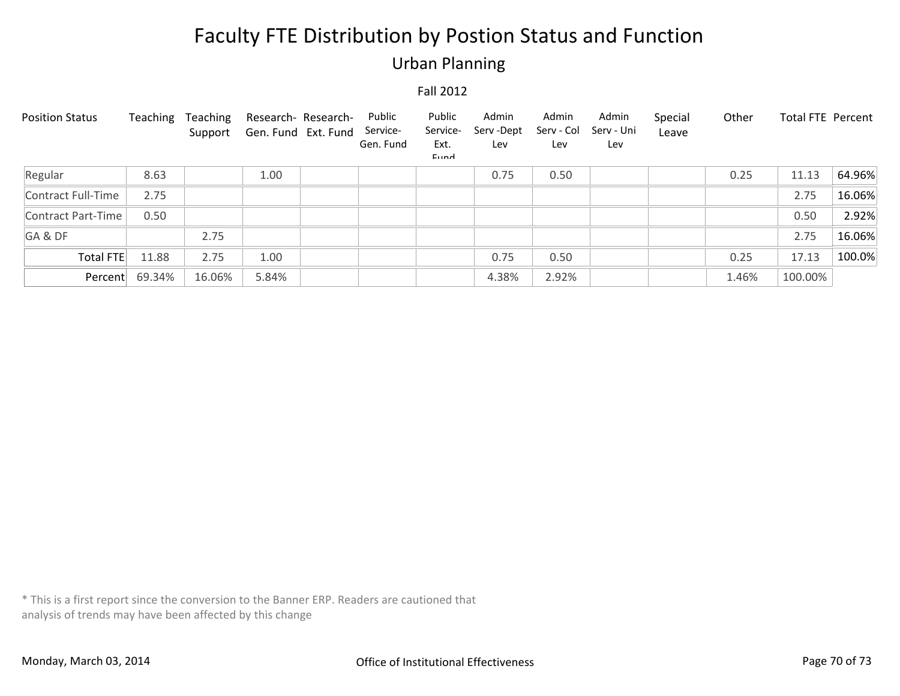# Faculty FTE Distribution by Postion Status and Function

## Urban Planning

Fall 2012

| Position Status | Teaching | Teaching Support | Research- Gen. Fund | Research- Ext. Fund | Public Service- Gen. Fund | Public Service- Ext. Fund | Admin Serv -Dept Lev | Admin Serv - Col Lev | Admin Serv - Uni Lev | Special Leave | Other | Total FTE | Percent |
|---|---|---|---|---|---|---|---|---|---|---|---|---|---|
| Regular | 8.63 | | 1.00 | | | | 0.75 | 0.50 | | | 0.25 | 11.13 | 64.96% |
| Contract Full-Time | 2.75 | | | | | | | | | | | 2.75 | 16.06% |
| Contract Part-Time | 0.50 | | | | | | | | | | | 0.50 | 2.92% |
| GA & DF | | 2.75 | | | | | | | | | | 2.75 | 16.06% |
| Total FTE | 11.88 | 2.75 | 1.00 | | | | 0.75 | 0.50 | | | 0.25 | 17.13 | 100.0% |
| Percent | 69.34% | 16.06% | 5.84% | | | | 4.38% | 2.92% | | | 1.46% | 100.00% | |

* This is a first report since the conversion to the Banner ERP. Readers are cautioned that analysis of trends may have been affected by this change

Monday, March 03, 2014 — Office of Institutional Effectiveness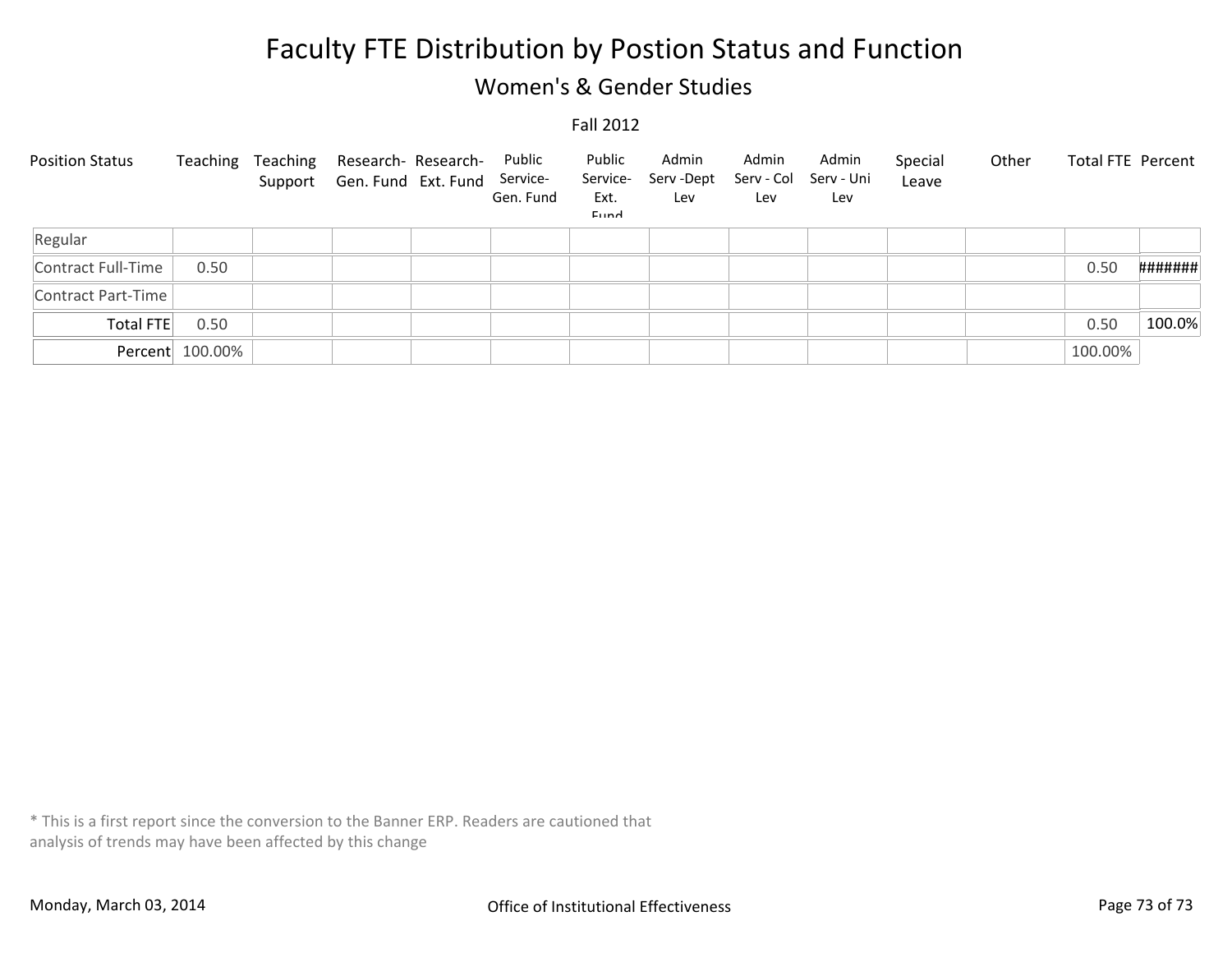# Faculty FTE Distribution by Postion Status and Function

## Women's & Gender Studies

Fall 2012

| Position Status | Teaching | Teaching Support | Research-Gen. Fund | Research-Ext. Fund | Public Service-Gen. Fund | Public Service-Ext. Fund | Admin Serv -Dept Lev | Admin Serv - Col Lev | Admin Serv - Uni Lev | Special Leave | Other | Total FTE | Percent |
|---|---|---|---|---|---|---|---|---|---|---|---|---|---|
| Regular | | | | | | | | | | | | | |
| Contract Full-Time | 0.50 | | | | | | | | | | | 0.50 | ####### |
| Contract Part-Time | | | | | | | | | | | | | |
| Total FTE | 0.50 | | | | | | | | | | | 0.50 | 100.0% |
| Percent | 100.00% | | | | | | | | | | | 100.00% | |

* This is a first report since the conversion to the Banner ERP. Readers are cautioned that analysis of trends may have been affected by this change

Monday, March 03, 2014

Office of Institutional Effectiveness